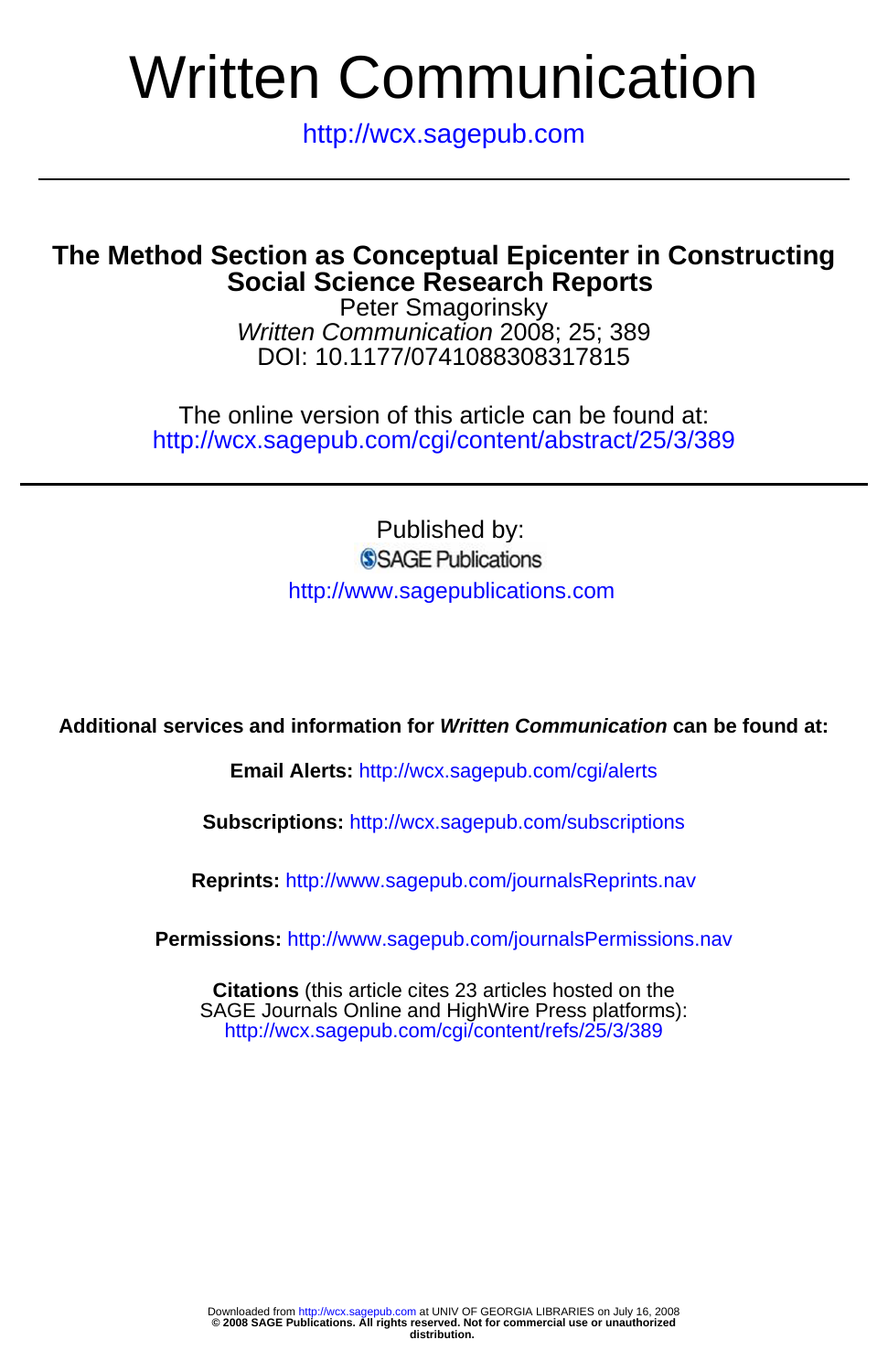# Written Communication

http://wcx.sagepub.com

## The Method Section as Conceptual Epicenter in Constructing Social Science Research Reports

Peter Smagorinsky

*Written Communication* 2008; 25; 389

DOI: 10.1177/0741088308317815

The online version of this article can be found at:
http://wcx.sagepub.com/cgi/content/abstract/25/3/389

Published by:

SAGE Publications

http://www.sagepublications.com

**Additional services and information for *Written Communication* can be found at:**

**Email Alerts:** http://wcx.sagepub.com/cgi/alerts

**Subscriptions:** http://wcx.sagepub.com/subscriptions

**Reprints:** http://www.sagepub.com/journalsReprints.nav

**Permissions:** http://www.sagepub.com/journalsPermissions.nav

**Citations** (this article cites 23 articles hosted on the SAGE Journals Online and HighWire Press platforms):
http://wcx.sagepub.com/cgi/content/refs/25/3/389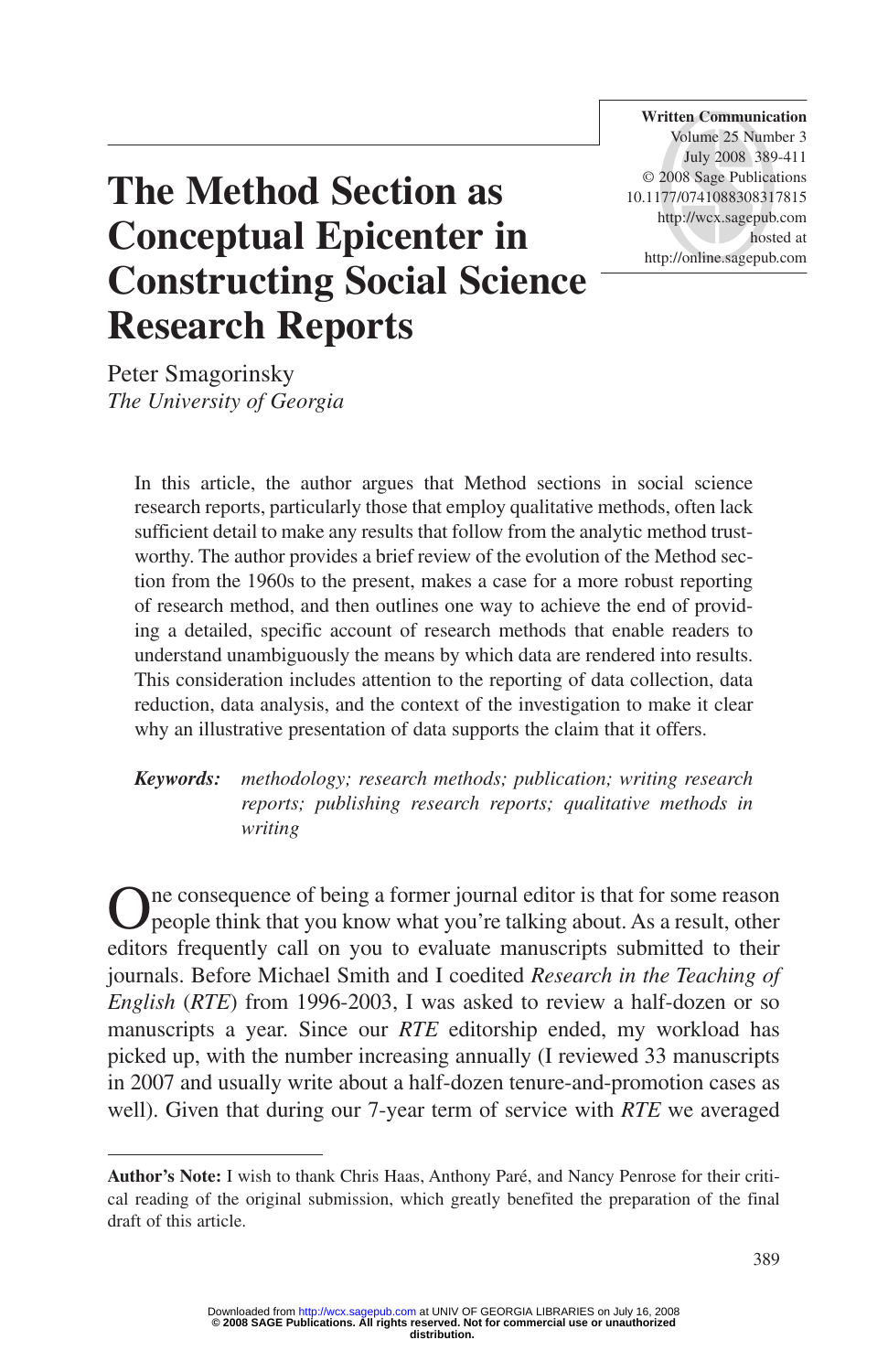# The Method Section as Conceptual Epicenter in Constructing Social Science Research Reports

Peter Smagorinsky
*The University of Georgia*

In this article, the author argues that Method sections in social science research reports, particularly those that employ qualitative methods, often lack sufficient detail to make any results that follow from the analytic method trustworthy. The author provides a brief review of the evolution of the Method section from the 1960s to the present, makes a case for a more robust reporting of research method, and then outlines one way to achieve the end of providing a detailed, specific account of research methods that enable readers to understand unambiguously the means by which data are rendered into results. This consideration includes attention to the reporting of data collection, data reduction, data analysis, and the context of the investigation to make it clear why an illustrative presentation of data supports the claim that it offers.

***Keywords:*** *methodology; research methods; publication; writing research reports; publishing research reports; qualitative methods in writing*

One consequence of being a former journal editor is that for some reason people think that you know what you're talking about. As a result, other editors frequently call on you to evaluate manuscripts submitted to their journals. Before Michael Smith and I coedited *Research in the Teaching of English* (*RTE*) from 1996-2003, I was asked to review a half-dozen or so manuscripts a year. Since our *RTE* editorship ended, my workload has picked up, with the number increasing annually (I reviewed 33 manuscripts in 2007 and usually write about a half-dozen tenure-and-promotion cases as well). Given that during our 7-year term of service with *RTE* we averaged

**Author's Note:** I wish to thank Chris Haas, Anthony Paré, and Nancy Penrose for their critical reading of the original submission, which greatly benefited the preparation of the final draft of this article.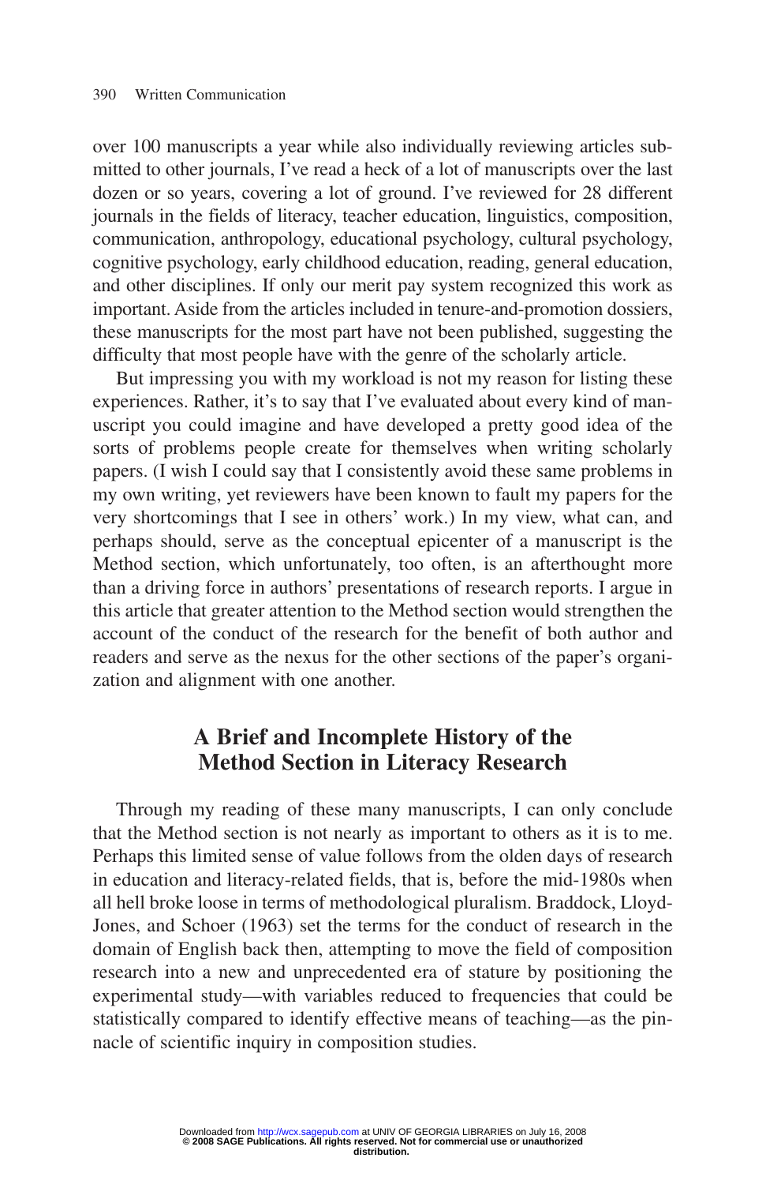over 100 manuscripts a year while also individually reviewing articles submitted to other journals, I've read a heck of a lot of manuscripts over the last dozen or so years, covering a lot of ground. I've reviewed for 28 different journals in the fields of literacy, teacher education, linguistics, composition, communication, anthropology, educational psychology, cultural psychology, cognitive psychology, early childhood education, reading, general education, and other disciplines. If only our merit pay system recognized this work as important. Aside from the articles included in tenure-and-promotion dossiers, these manuscripts for the most part have not been published, suggesting the difficulty that most people have with the genre of the scholarly article.

But impressing you with my workload is not my reason for listing these experiences. Rather, it's to say that I've evaluated about every kind of manuscript you could imagine and have developed a pretty good idea of the sorts of problems people create for themselves when writing scholarly papers. (I wish I could say that I consistently avoid these same problems in my own writing, yet reviewers have been known to fault my papers for the very shortcomings that I see in others' work.) In my view, what can, and perhaps should, serve as the conceptual epicenter of a manuscript is the Method section, which unfortunately, too often, is an afterthought more than a driving force in authors' presentations of research reports. I argue in this article that greater attention to the Method section would strengthen the account of the conduct of the research for the benefit of both author and readers and serve as the nexus for the other sections of the paper's organization and alignment with one another.

## A Brief and Incomplete History of the Method Section in Literacy Research

Through my reading of these many manuscripts, I can only conclude that the Method section is not nearly as important to others as it is to me. Perhaps this limited sense of value follows from the olden days of research in education and literacy-related fields, that is, before the mid-1980s when all hell broke loose in terms of methodological pluralism. Braddock, Lloyd-Jones, and Schoer (1963) set the terms for the conduct of research in the domain of English back then, attempting to move the field of composition research into a new and unprecedented era of stature by positioning the experimental study—with variables reduced to frequencies that could be statistically compared to identify effective means of teaching—as the pinnacle of scientific inquiry in composition studies.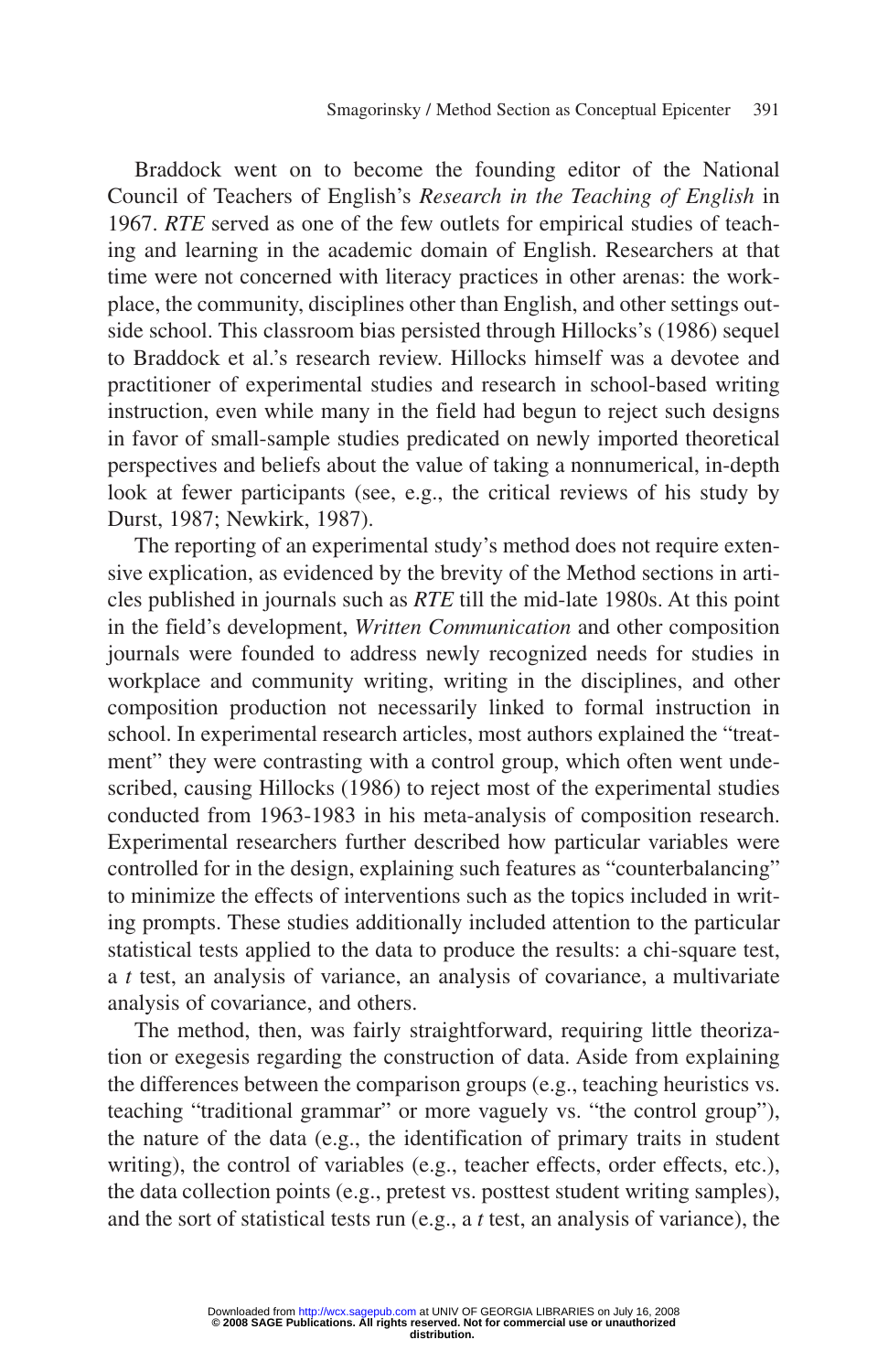Braddock went on to become the founding editor of the National Council of Teachers of English's *Research in the Teaching of English* in 1967. *RTE* served as one of the few outlets for empirical studies of teaching and learning in the academic domain of English. Researchers at that time were not concerned with literacy practices in other arenas: the workplace, the community, disciplines other than English, and other settings outside school. This classroom bias persisted through Hillocks's (1986) sequel to Braddock et al.'s research review. Hillocks himself was a devotee and practitioner of experimental studies and research in school-based writing instruction, even while many in the field had begun to reject such designs in favor of small-sample studies predicated on newly imported theoretical perspectives and beliefs about the value of taking a nonnumerical, in-depth look at fewer participants (see, e.g., the critical reviews of his study by Durst, 1987; Newkirk, 1987).

The reporting of an experimental study's method does not require extensive explication, as evidenced by the brevity of the Method sections in articles published in journals such as *RTE* till the mid-late 1980s. At this point in the field's development, *Written Communication* and other composition journals were founded to address newly recognized needs for studies in workplace and community writing, writing in the disciplines, and other composition production not necessarily linked to formal instruction in school. In experimental research articles, most authors explained the "treatment" they were contrasting with a control group, which often went undescribed, causing Hillocks (1986) to reject most of the experimental studies conducted from 1963-1983 in his meta-analysis of composition research. Experimental researchers further described how particular variables were controlled for in the design, explaining such features as "counterbalancing" to minimize the effects of interventions such as the topics included in writing prompts. These studies additionally included attention to the particular statistical tests applied to the data to produce the results: a chi-square test, a *t* test, an analysis of variance, an analysis of covariance, a multivariate analysis of covariance, and others.

The method, then, was fairly straightforward, requiring little theorization or exegesis regarding the construction of data. Aside from explaining the differences between the comparison groups (e.g., teaching heuristics vs. teaching "traditional grammar" or more vaguely vs. "the control group"), the nature of the data (e.g., the identification of primary traits in student writing), the control of variables (e.g., teacher effects, order effects, etc.), the data collection points (e.g., pretest vs. posttest student writing samples), and the sort of statistical tests run (e.g., a *t* test, an analysis of variance), the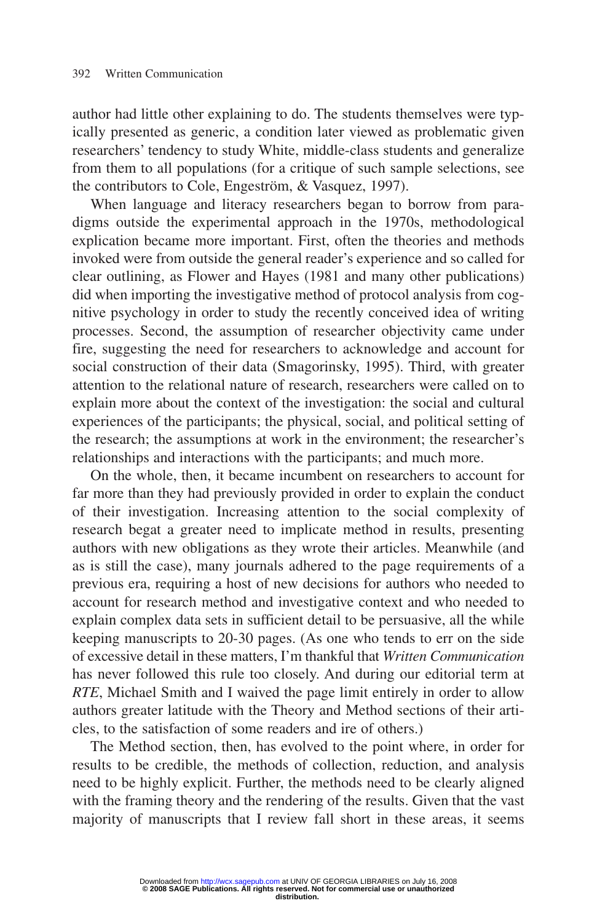author had little other explaining to do. The students themselves were typically presented as generic, a condition later viewed as problematic given researchers' tendency to study White, middle-class students and generalize from them to all populations (for a critique of such sample selections, see the contributors to Cole, Engeström, & Vasquez, 1997).

When language and literacy researchers began to borrow from paradigms outside the experimental approach in the 1970s, methodological explication became more important. First, often the theories and methods invoked were from outside the general reader's experience and so called for clear outlining, as Flower and Hayes (1981 and many other publications) did when importing the investigative method of protocol analysis from cognitive psychology in order to study the recently conceived idea of writing processes. Second, the assumption of researcher objectivity came under fire, suggesting the need for researchers to acknowledge and account for social construction of their data (Smagorinsky, 1995). Third, with greater attention to the relational nature of research, researchers were called on to explain more about the context of the investigation: the social and cultural experiences of the participants; the physical, social, and political setting of the research; the assumptions at work in the environment; the researcher's relationships and interactions with the participants; and much more.

On the whole, then, it became incumbent on researchers to account for far more than they had previously provided in order to explain the conduct of their investigation. Increasing attention to the social complexity of research begat a greater need to implicate method in results, presenting authors with new obligations as they wrote their articles. Meanwhile (and as is still the case), many journals adhered to the page requirements of a previous era, requiring a host of new decisions for authors who needed to account for research method and investigative context and who needed to explain complex data sets in sufficient detail to be persuasive, all the while keeping manuscripts to 20-30 pages. (As one who tends to err on the side of excessive detail in these matters, I'm thankful that *Written Communication* has never followed this rule too closely. And during our editorial term at *RTE*, Michael Smith and I waived the page limit entirely in order to allow authors greater latitude with the Theory and Method sections of their articles, to the satisfaction of some readers and ire of others.)

The Method section, then, has evolved to the point where, in order for results to be credible, the methods of collection, reduction, and analysis need to be highly explicit. Further, the methods need to be clearly aligned with the framing theory and the rendering of the results. Given that the vast majority of manuscripts that I review fall short in these areas, it seems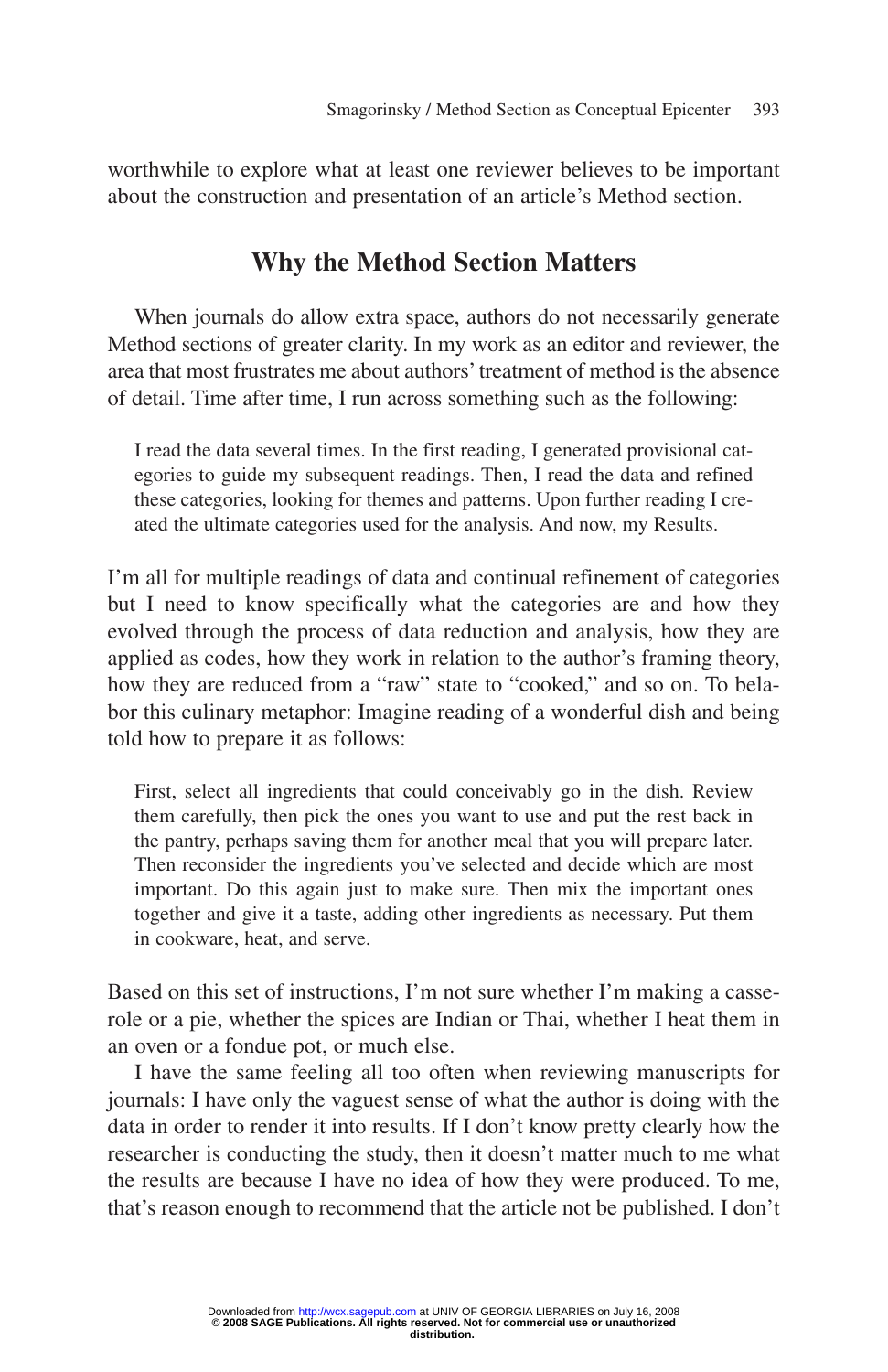worthwhile to explore what at least one reviewer believes to be important about the construction and presentation of an article's Method section.

## Why the Method Section Matters

When journals do allow extra space, authors do not necessarily generate Method sections of greater clarity. In my work as an editor and reviewer, the area that most frustrates me about authors' treatment of method is the absence of detail. Time after time, I run across something such as the following:

> I read the data several times. In the first reading, I generated provisional categories to guide my subsequent readings. Then, I read the data and refined these categories, looking for themes and patterns. Upon further reading I created the ultimate categories used for the analysis. And now, my Results.

I'm all for multiple readings of data and continual refinement of categories but I need to know specifically what the categories are and how they evolved through the process of data reduction and analysis, how they are applied as codes, how they work in relation to the author's framing theory, how they are reduced from a "raw" state to "cooked," and so on. To belabor this culinary metaphor: Imagine reading of a wonderful dish and being told how to prepare it as follows:

> First, select all ingredients that could conceivably go in the dish. Review them carefully, then pick the ones you want to use and put the rest back in the pantry, perhaps saving them for another meal that you will prepare later. Then reconsider the ingredients you've selected and decide which are most important. Do this again just to make sure. Then mix the important ones together and give it a taste, adding other ingredients as necessary. Put them in cookware, heat, and serve.

Based on this set of instructions, I'm not sure whether I'm making a casserole or a pie, whether the spices are Indian or Thai, whether I heat them in an oven or a fondue pot, or much else.

I have the same feeling all too often when reviewing manuscripts for journals: I have only the vaguest sense of what the author is doing with the data in order to render it into results. If I don't know pretty clearly how the researcher is conducting the study, then it doesn't matter much to me what the results are because I have no idea of how they were produced. To me, that's reason enough to recommend that the article not be published. I don't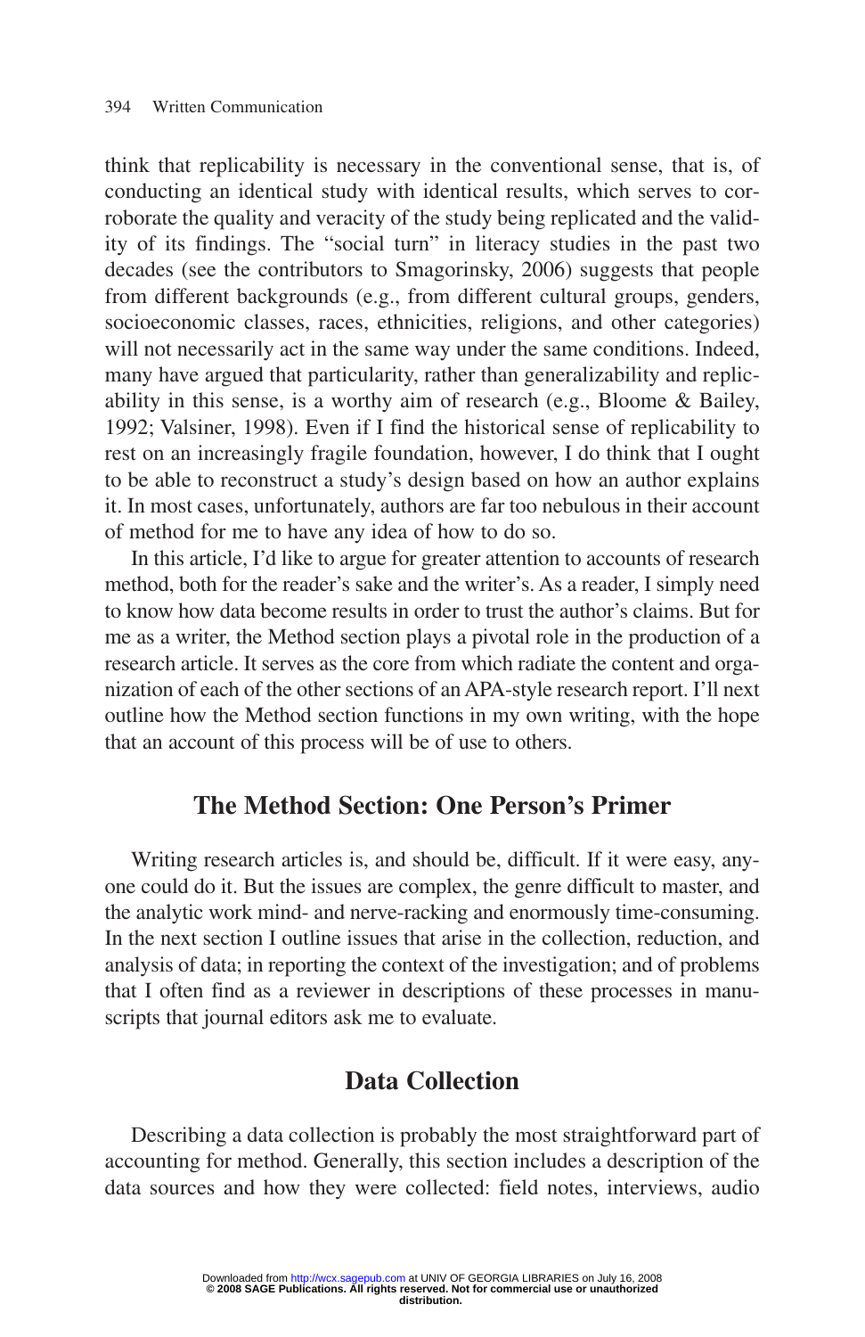think that replicability is necessary in the conventional sense, that is, of conducting an identical study with identical results, which serves to corroborate the quality and veracity of the study being replicated and the validity of its findings. The "social turn" in literacy studies in the past two decades (see the contributors to Smagorinsky, 2006) suggests that people from different backgrounds (e.g., from different cultural groups, genders, socioeconomic classes, races, ethnicities, religions, and other categories) will not necessarily act in the same way under the same conditions. Indeed, many have argued that particularity, rather than generalizability and replicability in this sense, is a worthy aim of research (e.g., Bloome & Bailey, 1992; Valsiner, 1998). Even if I find the historical sense of replicability to rest on an increasingly fragile foundation, however, I do think that I ought to be able to reconstruct a study's design based on how an author explains it. In most cases, unfortunately, authors are far too nebulous in their account of method for me to have any idea of how to do so.

In this article, I'd like to argue for greater attention to accounts of research method, both for the reader's sake and the writer's. As a reader, I simply need to know how data become results in order to trust the author's claims. But for me as a writer, the Method section plays a pivotal role in the production of a research article. It serves as the core from which radiate the content and organization of each of the other sections of an APA-style research report. I'll next outline how the Method section functions in my own writing, with the hope that an account of this process will be of use to others.

## The Method Section: One Person's Primer

Writing research articles is, and should be, difficult. If it were easy, anyone could do it. But the issues are complex, the genre difficult to master, and the analytic work mind- and nerve-racking and enormously time-consuming. In the next section I outline issues that arise in the collection, reduction, and analysis of data; in reporting the context of the investigation; and of problems that I often find as a reviewer in descriptions of these processes in manuscripts that journal editors ask me to evaluate.

## Data Collection

Describing a data collection is probably the most straightforward part of accounting for method. Generally, this section includes a description of the data sources and how they were collected: field notes, interviews, audio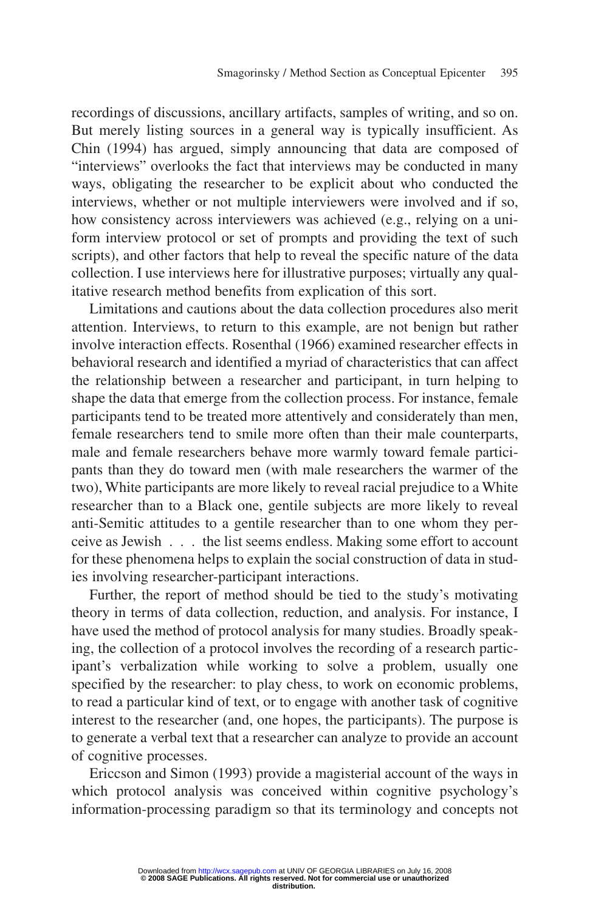recordings of discussions, ancillary artifacts, samples of writing, and so on. But merely listing sources in a general way is typically insufficient. As Chin (1994) has argued, simply announcing that data are composed of "interviews" overlooks the fact that interviews may be conducted in many ways, obligating the researcher to be explicit about who conducted the interviews, whether or not multiple interviewers were involved and if so, how consistency across interviewers was achieved (e.g., relying on a uniform interview protocol or set of prompts and providing the text of such scripts), and other factors that help to reveal the specific nature of the data collection. I use interviews here for illustrative purposes; virtually any qualitative research method benefits from explication of this sort.

Limitations and cautions about the data collection procedures also merit attention. Interviews, to return to this example, are not benign but rather involve interaction effects. Rosenthal (1966) examined researcher effects in behavioral research and identified a myriad of characteristics that can affect the relationship between a researcher and participant, in turn helping to shape the data that emerge from the collection process. For instance, female participants tend to be treated more attentively and considerately than men, female researchers tend to smile more often than their male counterparts, male and female researchers behave more warmly toward female participants than they do toward men (with male researchers the warmer of the two), White participants are more likely to reveal racial prejudice to a White researcher than to a Black one, gentile subjects are more likely to reveal anti-Semitic attitudes to a gentile researcher than to one whom they perceive as Jewish . . . the list seems endless. Making some effort to account for these phenomena helps to explain the social construction of data in studies involving researcher-participant interactions.

Further, the report of method should be tied to the study's motivating theory in terms of data collection, reduction, and analysis. For instance, I have used the method of protocol analysis for many studies. Broadly speaking, the collection of a protocol involves the recording of a research participant's verbalization while working to solve a problem, usually one specified by the researcher: to play chess, to work on economic problems, to read a particular kind of text, or to engage with another task of cognitive interest to the researcher (and, one hopes, the participants). The purpose is to generate a verbal text that a researcher can analyze to provide an account of cognitive processes.

Ericcson and Simon (1993) provide a magisterial account of the ways in which protocol analysis was conceived within cognitive psychology's information-processing paradigm so that its terminology and concepts not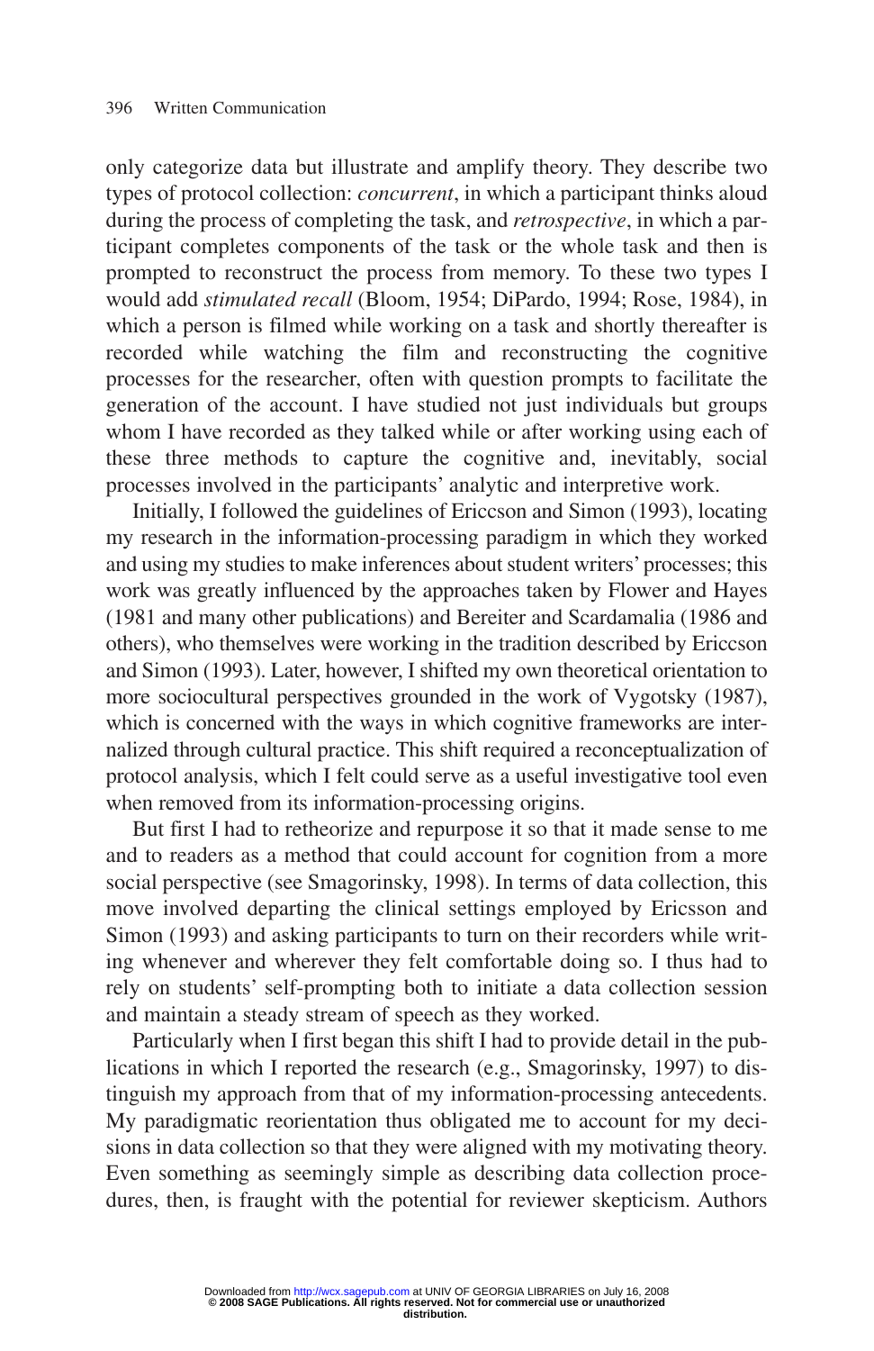only categorize data but illustrate and amplify theory. They describe two types of protocol collection: *concurrent*, in which a participant thinks aloud during the process of completing the task, and *retrospective*, in which a participant completes components of the task or the whole task and then is prompted to reconstruct the process from memory. To these two types I would add *stimulated recall* (Bloom, 1954; DiPardo, 1994; Rose, 1984), in which a person is filmed while working on a task and shortly thereafter is recorded while watching the film and reconstructing the cognitive processes for the researcher, often with question prompts to facilitate the generation of the account. I have studied not just individuals but groups whom I have recorded as they talked while or after working using each of these three methods to capture the cognitive and, inevitably, social processes involved in the participants' analytic and interpretive work.

Initially, I followed the guidelines of Ericcson and Simon (1993), locating my research in the information-processing paradigm in which they worked and using my studies to make inferences about student writers' processes; this work was greatly influenced by the approaches taken by Flower and Hayes (1981 and many other publications) and Bereiter and Scardamalia (1986 and others), who themselves were working in the tradition described by Ericcson and Simon (1993). Later, however, I shifted my own theoretical orientation to more sociocultural perspectives grounded in the work of Vygotsky (1987), which is concerned with the ways in which cognitive frameworks are internalized through cultural practice. This shift required a reconceptualization of protocol analysis, which I felt could serve as a useful investigative tool even when removed from its information-processing origins.

But first I had to retheorize and repurpose it so that it made sense to me and to readers as a method that could account for cognition from a more social perspective (see Smagorinsky, 1998). In terms of data collection, this move involved departing the clinical settings employed by Ericsson and Simon (1993) and asking participants to turn on their recorders while writing whenever and wherever they felt comfortable doing so. I thus had to rely on students' self-prompting both to initiate a data collection session and maintain a steady stream of speech as they worked.

Particularly when I first began this shift I had to provide detail in the publications in which I reported the research (e.g., Smagorinsky, 1997) to distinguish my approach from that of my information-processing antecedents. My paradigmatic reorientation thus obligated me to account for my decisions in data collection so that they were aligned with my motivating theory. Even something as seemingly simple as describing data collection procedures, then, is fraught with the potential for reviewer skepticism. Authors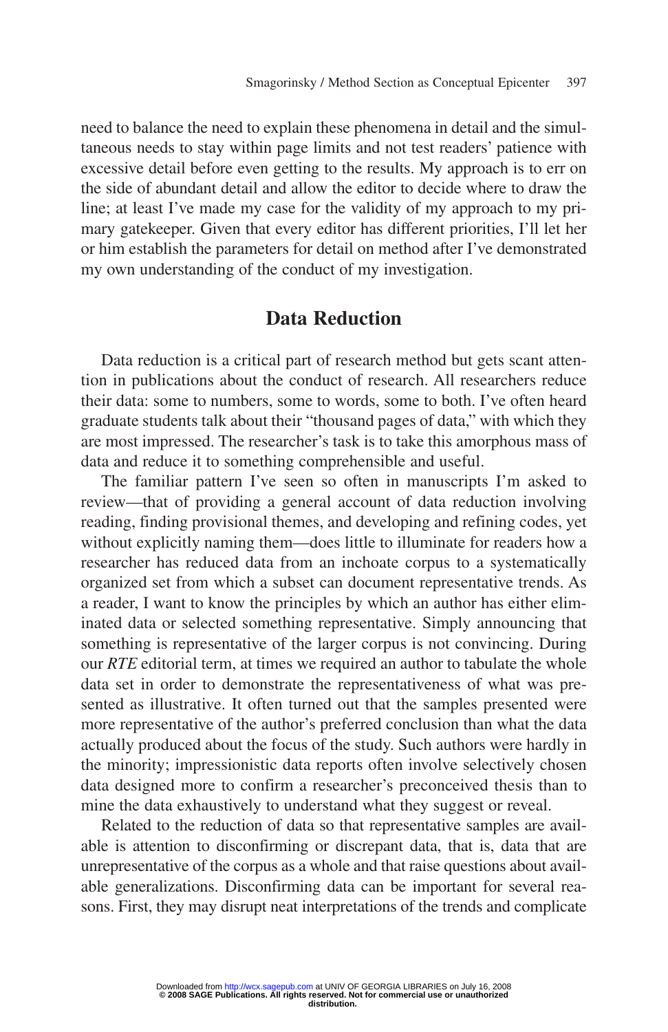need to balance the need to explain these phenomena in detail and the simultaneous needs to stay within page limits and not test readers' patience with excessive detail before even getting to the results. My approach is to err on the side of abundant detail and allow the editor to decide where to draw the line; at least I've made my case for the validity of my approach to my primary gatekeeper. Given that every editor has different priorities, I'll let her or him establish the parameters for detail on method after I've demonstrated my own understanding of the conduct of my investigation.

## Data Reduction

Data reduction is a critical part of research method but gets scant attention in publications about the conduct of research. All researchers reduce their data: some to numbers, some to words, some to both. I've often heard graduate students talk about their "thousand pages of data," with which they are most impressed. The researcher's task is to take this amorphous mass of data and reduce it to something comprehensible and useful.

The familiar pattern I've seen so often in manuscripts I'm asked to review—that of providing a general account of data reduction involving reading, finding provisional themes, and developing and refining codes, yet without explicitly naming them—does little to illuminate for readers how a researcher has reduced data from an inchoate corpus to a systematically organized set from which a subset can document representative trends. As a reader, I want to know the principles by which an author has either eliminated data or selected something representative. Simply announcing that something is representative of the larger corpus is not convincing. During our *RTE* editorial term, at times we required an author to tabulate the whole data set in order to demonstrate the representativeness of what was presented as illustrative. It often turned out that the samples presented were more representative of the author's preferred conclusion than what the data actually produced about the focus of the study. Such authors were hardly in the minority; impressionistic data reports often involve selectively chosen data designed more to confirm a researcher's preconceived thesis than to mine the data exhaustively to understand what they suggest or reveal.

Related to the reduction of data so that representative samples are available is attention to disconfirming or discrepant data, that is, data that are unrepresentative of the corpus as a whole and that raise questions about available generalizations. Disconfirming data can be important for several reasons. First, they may disrupt neat interpretations of the trends and complicate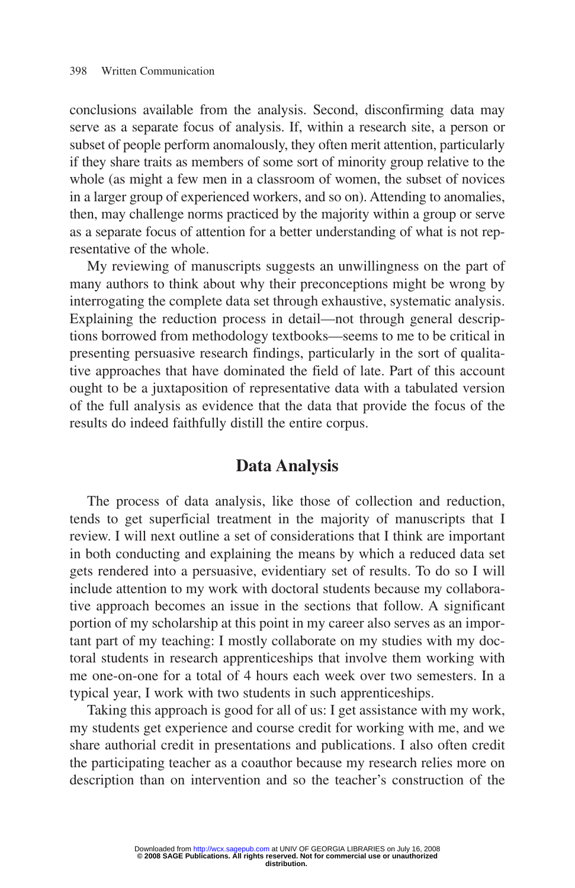conclusions available from the analysis. Second, disconfirming data may serve as a separate focus of analysis. If, within a research site, a person or subset of people perform anomalously, they often merit attention, particularly if they share traits as members of some sort of minority group relative to the whole (as might a few men in a classroom of women, the subset of novices in a larger group of experienced workers, and so on). Attending to anomalies, then, may challenge norms practiced by the majority within a group or serve as a separate focus of attention for a better understanding of what is not representative of the whole.

My reviewing of manuscripts suggests an unwillingness on the part of many authors to think about why their preconceptions might be wrong by interrogating the complete data set through exhaustive, systematic analysis. Explaining the reduction process in detail—not through general descriptions borrowed from methodology textbooks—seems to me to be critical in presenting persuasive research findings, particularly in the sort of qualitative approaches that have dominated the field of late. Part of this account ought to be a juxtaposition of representative data with a tabulated version of the full analysis as evidence that the data that provide the focus of the results do indeed faithfully distill the entire corpus.

## Data Analysis

The process of data analysis, like those of collection and reduction, tends to get superficial treatment in the majority of manuscripts that I review. I will next outline a set of considerations that I think are important in both conducting and explaining the means by which a reduced data set gets rendered into a persuasive, evidentiary set of results. To do so I will include attention to my work with doctoral students because my collaborative approach becomes an issue in the sections that follow. A significant portion of my scholarship at this point in my career also serves as an important part of my teaching: I mostly collaborate on my studies with my doctoral students in research apprenticeships that involve them working with me one-on-one for a total of 4 hours each week over two semesters. In a typical year, I work with two students in such apprenticeships.

Taking this approach is good for all of us: I get assistance with my work, my students get experience and course credit for working with me, and we share authorial credit in presentations and publications. I also often credit the participating teacher as a coauthor because my research relies more on description than on intervention and so the teacher's construction of the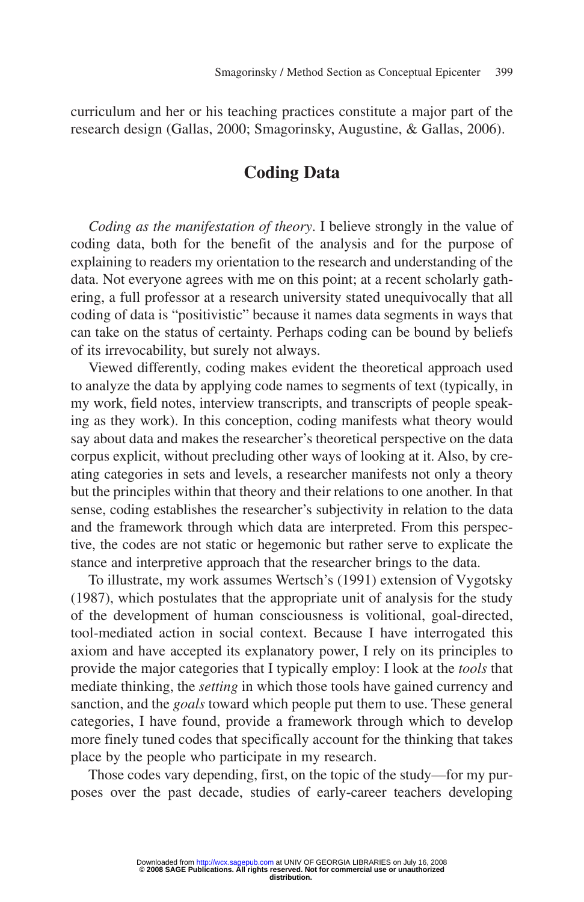curriculum and her or his teaching practices constitute a major part of the research design (Gallas, 2000; Smagorinsky, Augustine, & Gallas, 2006).

## Coding Data

*Coding as the manifestation of theory*. I believe strongly in the value of coding data, both for the benefit of the analysis and for the purpose of explaining to readers my orientation to the research and understanding of the data. Not everyone agrees with me on this point; at a recent scholarly gathering, a full professor at a research university stated unequivocally that all coding of data is "positivistic" because it names data segments in ways that can take on the status of certainty. Perhaps coding can be bound by beliefs of its irrevocability, but surely not always.

Viewed differently, coding makes evident the theoretical approach used to analyze the data by applying code names to segments of text (typically, in my work, field notes, interview transcripts, and transcripts of people speaking as they work). In this conception, coding manifests what theory would say about data and makes the researcher's theoretical perspective on the data corpus explicit, without precluding other ways of looking at it. Also, by creating categories in sets and levels, a researcher manifests not only a theory but the principles within that theory and their relations to one another. In that sense, coding establishes the researcher's subjectivity in relation to the data and the framework through which data are interpreted. From this perspective, the codes are not static or hegemonic but rather serve to explicate the stance and interpretive approach that the researcher brings to the data.

To illustrate, my work assumes Wertsch's (1991) extension of Vygotsky (1987), which postulates that the appropriate unit of analysis for the study of the development of human consciousness is volitional, goal-directed, tool-mediated action in social context. Because I have interrogated this axiom and have accepted its explanatory power, I rely on its principles to provide the major categories that I typically employ: I look at the *tools* that mediate thinking, the *setting* in which those tools have gained currency and sanction, and the *goals* toward which people put them to use. These general categories, I have found, provide a framework through which to develop more finely tuned codes that specifically account for the thinking that takes place by the people who participate in my research.

Those codes vary depending, first, on the topic of the study—for my purposes over the past decade, studies of early-career teachers developing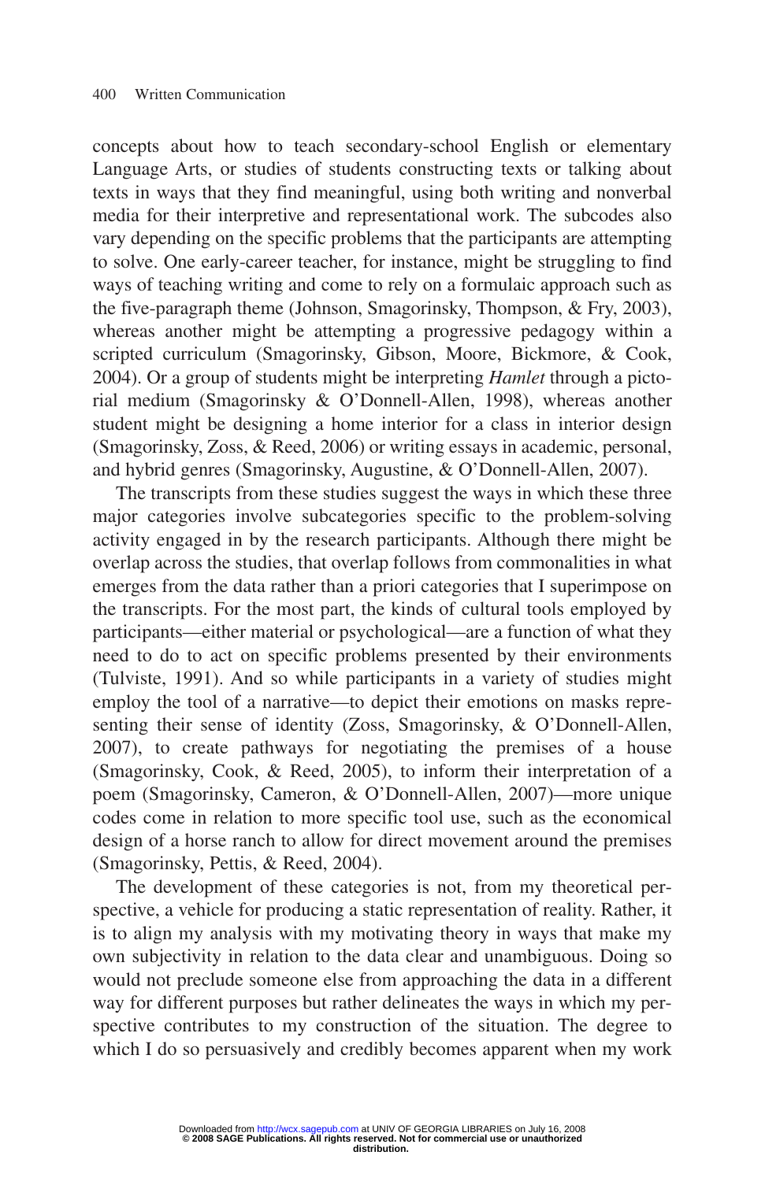concepts about how to teach secondary-school English or elementary Language Arts, or studies of students constructing texts or talking about texts in ways that they find meaningful, using both writing and nonverbal media for their interpretive and representational work. The subcodes also vary depending on the specific problems that the participants are attempting to solve. One early-career teacher, for instance, might be struggling to find ways of teaching writing and come to rely on a formulaic approach such as the five-paragraph theme (Johnson, Smagorinsky, Thompson, & Fry, 2003), whereas another might be attempting a progressive pedagogy within a scripted curriculum (Smagorinsky, Gibson, Moore, Bickmore, & Cook, 2004). Or a group of students might be interpreting *Hamlet* through a pictorial medium (Smagorinsky & O'Donnell-Allen, 1998), whereas another student might be designing a home interior for a class in interior design (Smagorinsky, Zoss, & Reed, 2006) or writing essays in academic, personal, and hybrid genres (Smagorinsky, Augustine, & O'Donnell-Allen, 2007).

The transcripts from these studies suggest the ways in which these three major categories involve subcategories specific to the problem-solving activity engaged in by the research participants. Although there might be overlap across the studies, that overlap follows from commonalities in what emerges from the data rather than a priori categories that I superimpose on the transcripts. For the most part, the kinds of cultural tools employed by participants—either material or psychological—are a function of what they need to do to act on specific problems presented by their environments (Tulviste, 1991). And so while participants in a variety of studies might employ the tool of a narrative—to depict their emotions on masks representing their sense of identity (Zoss, Smagorinsky, & O'Donnell-Allen, 2007), to create pathways for negotiating the premises of a house (Smagorinsky, Cook, & Reed, 2005), to inform their interpretation of a poem (Smagorinsky, Cameron, & O'Donnell-Allen, 2007)—more unique codes come in relation to more specific tool use, such as the economical design of a horse ranch to allow for direct movement around the premises (Smagorinsky, Pettis, & Reed, 2004).

The development of these categories is not, from my theoretical perspective, a vehicle for producing a static representation of reality. Rather, it is to align my analysis with my motivating theory in ways that make my own subjectivity in relation to the data clear and unambiguous. Doing so would not preclude someone else from approaching the data in a different way for different purposes but rather delineates the ways in which my perspective contributes to my construction of the situation. The degree to which I do so persuasively and credibly becomes apparent when my work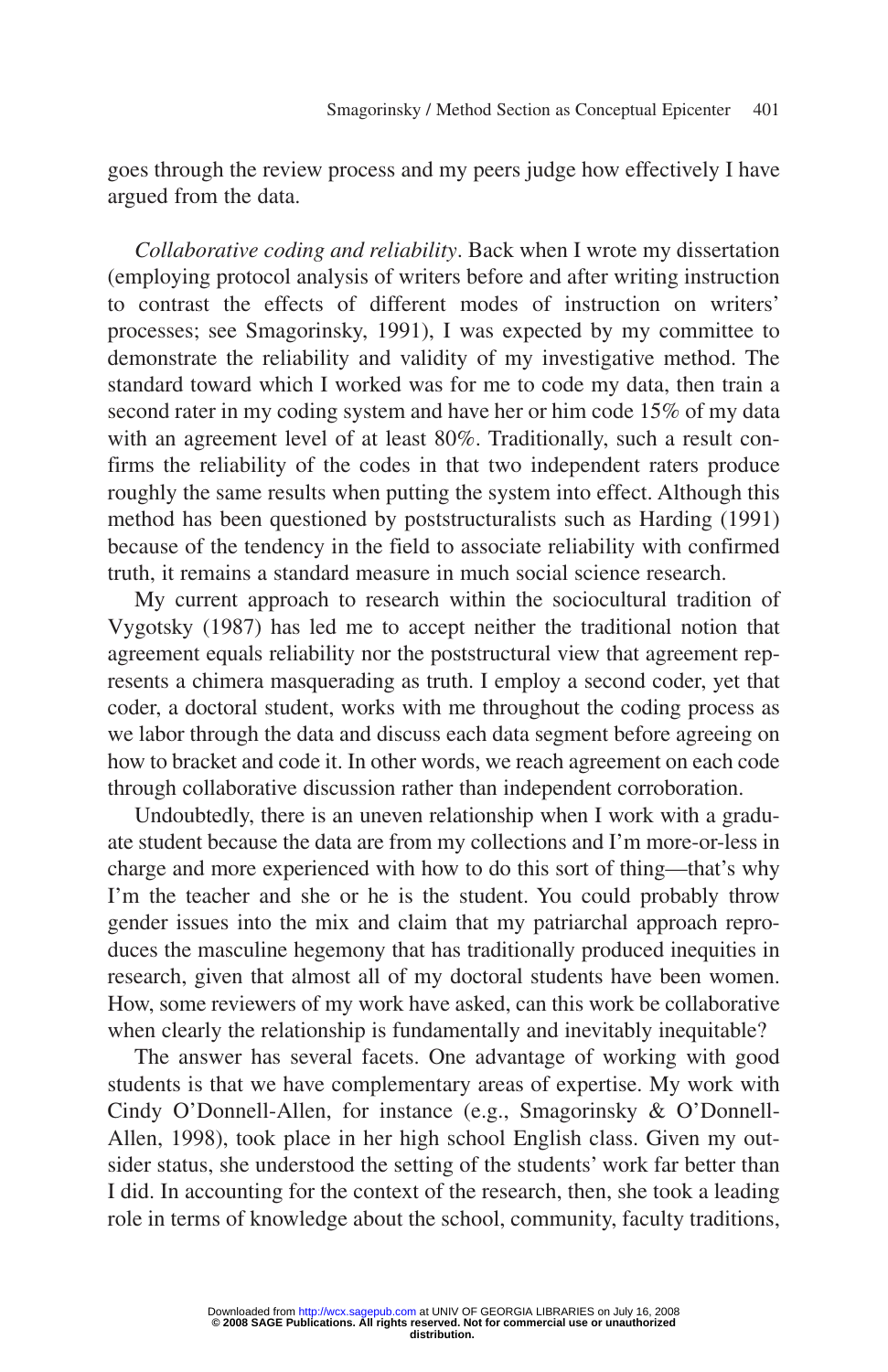goes through the review process and my peers judge how effectively I have argued from the data.

*Collaborative coding and reliability*. Back when I wrote my dissertation (employing protocol analysis of writers before and after writing instruction to contrast the effects of different modes of instruction on writers' processes; see Smagorinsky, 1991), I was expected by my committee to demonstrate the reliability and validity of my investigative method. The standard toward which I worked was for me to code my data, then train a second rater in my coding system and have her or him code 15% of my data with an agreement level of at least 80%. Traditionally, such a result confirms the reliability of the codes in that two independent raters produce roughly the same results when putting the system into effect. Although this method has been questioned by poststructuralists such as Harding (1991) because of the tendency in the field to associate reliability with confirmed truth, it remains a standard measure in much social science research.

My current approach to research within the sociocultural tradition of Vygotsky (1987) has led me to accept neither the traditional notion that agreement equals reliability nor the poststructural view that agreement represents a chimera masquerading as truth. I employ a second coder, yet that coder, a doctoral student, works with me throughout the coding process as we labor through the data and discuss each data segment before agreeing on how to bracket and code it. In other words, we reach agreement on each code through collaborative discussion rather than independent corroboration.

Undoubtedly, there is an uneven relationship when I work with a graduate student because the data are from my collections and I'm more-or-less in charge and more experienced with how to do this sort of thing—that's why I'm the teacher and she or he is the student. You could probably throw gender issues into the mix and claim that my patriarchal approach reproduces the masculine hegemony that has traditionally produced inequities in research, given that almost all of my doctoral students have been women. How, some reviewers of my work have asked, can this work be collaborative when clearly the relationship is fundamentally and inevitably inequitable?

The answer has several facets. One advantage of working with good students is that we have complementary areas of expertise. My work with Cindy O'Donnell-Allen, for instance (e.g., Smagorinsky & O'Donnell-Allen, 1998), took place in her high school English class. Given my outsider status, she understood the setting of the students' work far better than I did. In accounting for the context of the research, then, she took a leading role in terms of knowledge about the school, community, faculty traditions,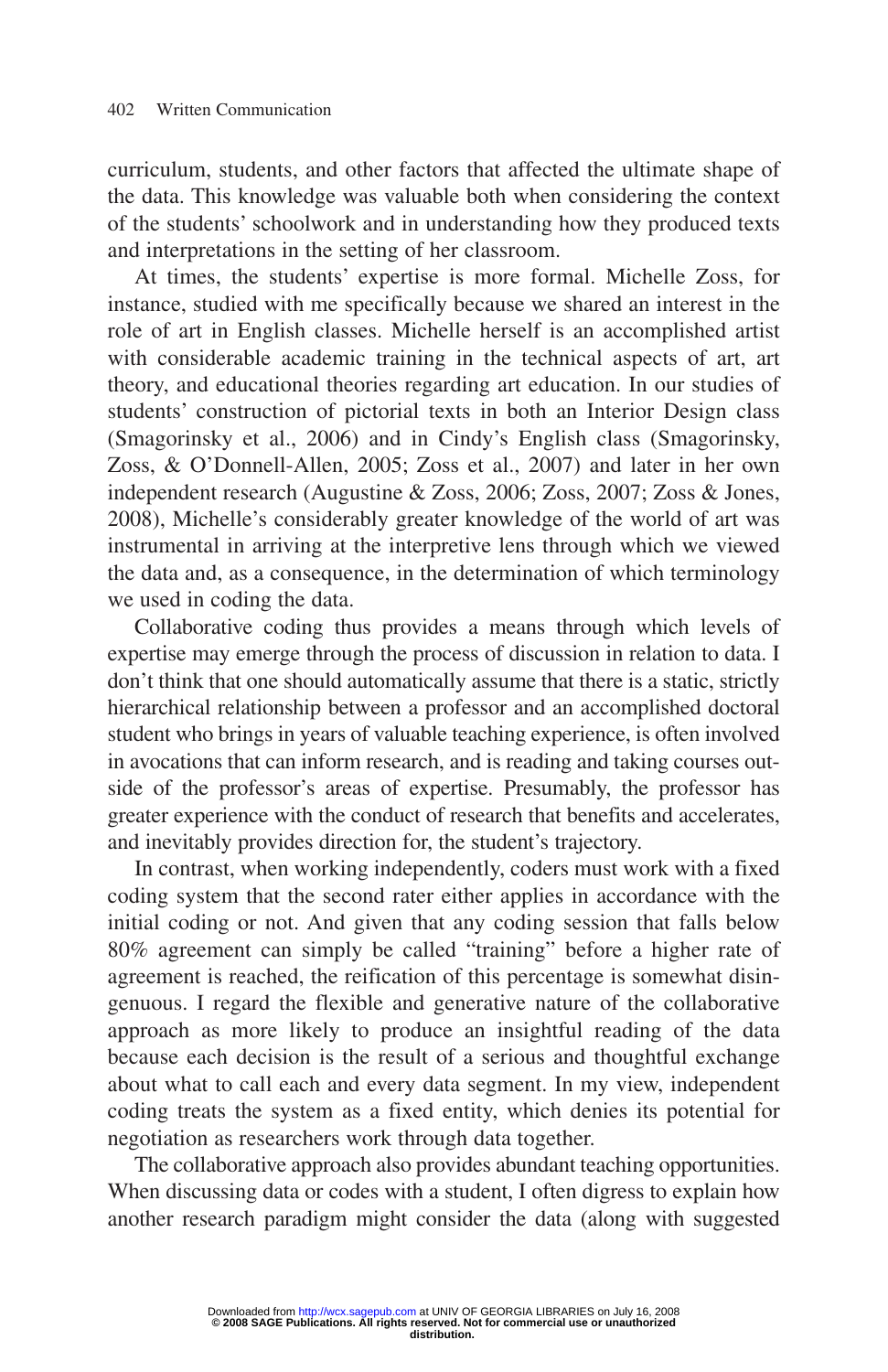curriculum, students, and other factors that affected the ultimate shape of the data. This knowledge was valuable both when considering the context of the students' schoolwork and in understanding how they produced texts and interpretations in the setting of her classroom.

At times, the students' expertise is more formal. Michelle Zoss, for instance, studied with me specifically because we shared an interest in the role of art in English classes. Michelle herself is an accomplished artist with considerable academic training in the technical aspects of art, art theory, and educational theories regarding art education. In our studies of students' construction of pictorial texts in both an Interior Design class (Smagorinsky et al., 2006) and in Cindy's English class (Smagorinsky, Zoss, & O'Donnell-Allen, 2005; Zoss et al., 2007) and later in her own independent research (Augustine & Zoss, 2006; Zoss, 2007; Zoss & Jones, 2008), Michelle's considerably greater knowledge of the world of art was instrumental in arriving at the interpretive lens through which we viewed the data and, as a consequence, in the determination of which terminology we used in coding the data.

Collaborative coding thus provides a means through which levels of expertise may emerge through the process of discussion in relation to data. I don't think that one should automatically assume that there is a static, strictly hierarchical relationship between a professor and an accomplished doctoral student who brings in years of valuable teaching experience, is often involved in avocations that can inform research, and is reading and taking courses outside of the professor's areas of expertise. Presumably, the professor has greater experience with the conduct of research that benefits and accelerates, and inevitably provides direction for, the student's trajectory.

In contrast, when working independently, coders must work with a fixed coding system that the second rater either applies in accordance with the initial coding or not. And given that any coding session that falls below 80% agreement can simply be called "training" before a higher rate of agreement is reached, the reification of this percentage is somewhat disingenuous. I regard the flexible and generative nature of the collaborative approach as more likely to produce an insightful reading of the data because each decision is the result of a serious and thoughtful exchange about what to call each and every data segment. In my view, independent coding treats the system as a fixed entity, which denies its potential for negotiation as researchers work through data together.

The collaborative approach also provides abundant teaching opportunities. When discussing data or codes with a student, I often digress to explain how another research paradigm might consider the data (along with suggested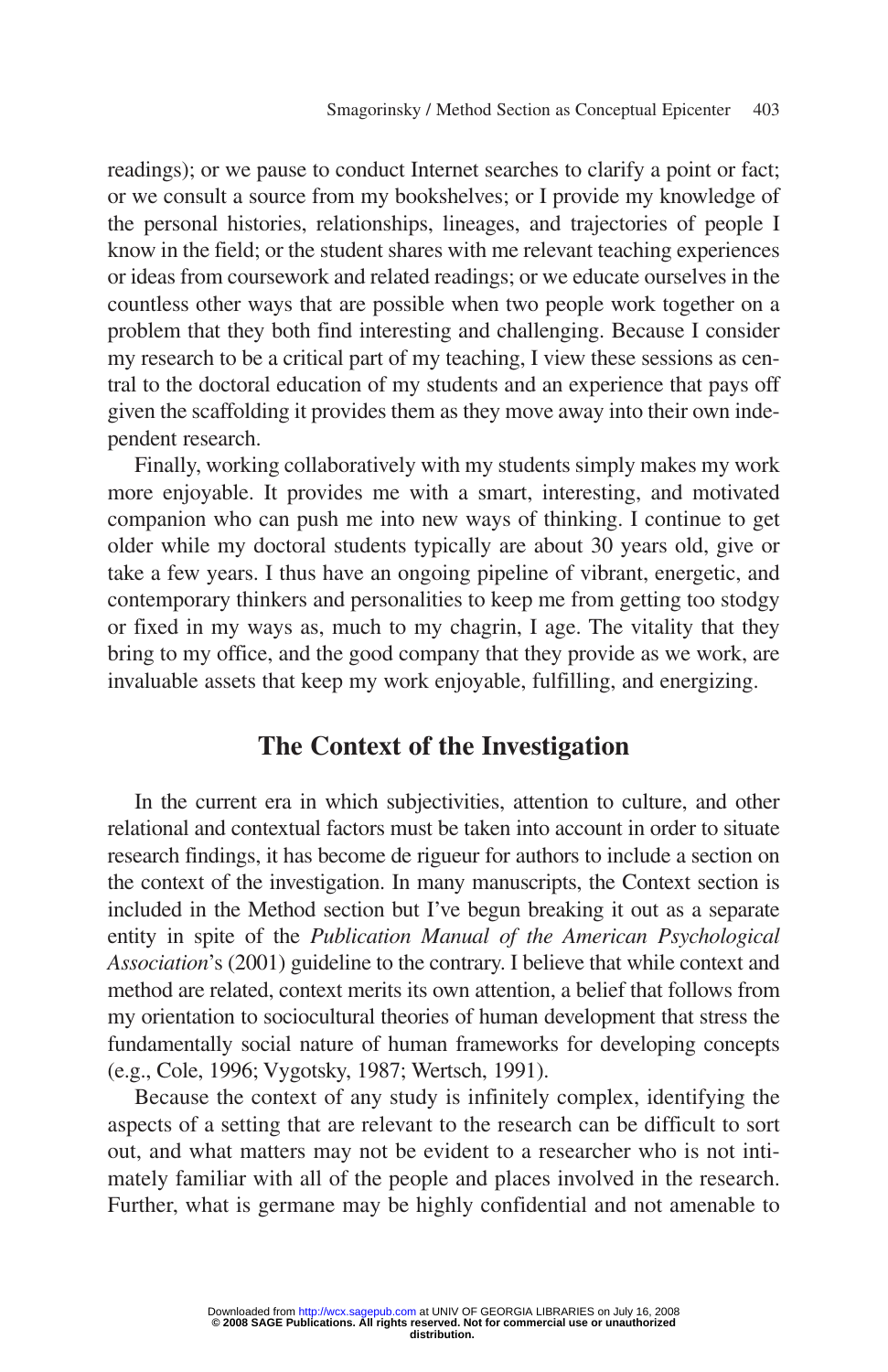readings); or we pause to conduct Internet searches to clarify a point or fact; or we consult a source from my bookshelves; or I provide my knowledge of the personal histories, relationships, lineages, and trajectories of people I know in the field; or the student shares with me relevant teaching experiences or ideas from coursework and related readings; or we educate ourselves in the countless other ways that are possible when two people work together on a problem that they both find interesting and challenging. Because I consider my research to be a critical part of my teaching, I view these sessions as central to the doctoral education of my students and an experience that pays off given the scaffolding it provides them as they move away into their own independent research.

Finally, working collaboratively with my students simply makes my work more enjoyable. It provides me with a smart, interesting, and motivated companion who can push me into new ways of thinking. I continue to get older while my doctoral students typically are about 30 years old, give or take a few years. I thus have an ongoing pipeline of vibrant, energetic, and contemporary thinkers and personalities to keep me from getting too stodgy or fixed in my ways as, much to my chagrin, I age. The vitality that they bring to my office, and the good company that they provide as we work, are invaluable assets that keep my work enjoyable, fulfilling, and energizing.

## The Context of the Investigation

In the current era in which subjectivities, attention to culture, and other relational and contextual factors must be taken into account in order to situate research findings, it has become de rigueur for authors to include a section on the context of the investigation. In many manuscripts, the Context section is included in the Method section but I've begun breaking it out as a separate entity in spite of the *Publication Manual of the American Psychological Association*'s (2001) guideline to the contrary. I believe that while context and method are related, context merits its own attention, a belief that follows from my orientation to sociocultural theories of human development that stress the fundamentally social nature of human frameworks for developing concepts (e.g., Cole, 1996; Vygotsky, 1987; Wertsch, 1991).

Because the context of any study is infinitely complex, identifying the aspects of a setting that are relevant to the research can be difficult to sort out, and what matters may not be evident to a researcher who is not intimately familiar with all of the people and places involved in the research. Further, what is germane may be highly confidential and not amenable to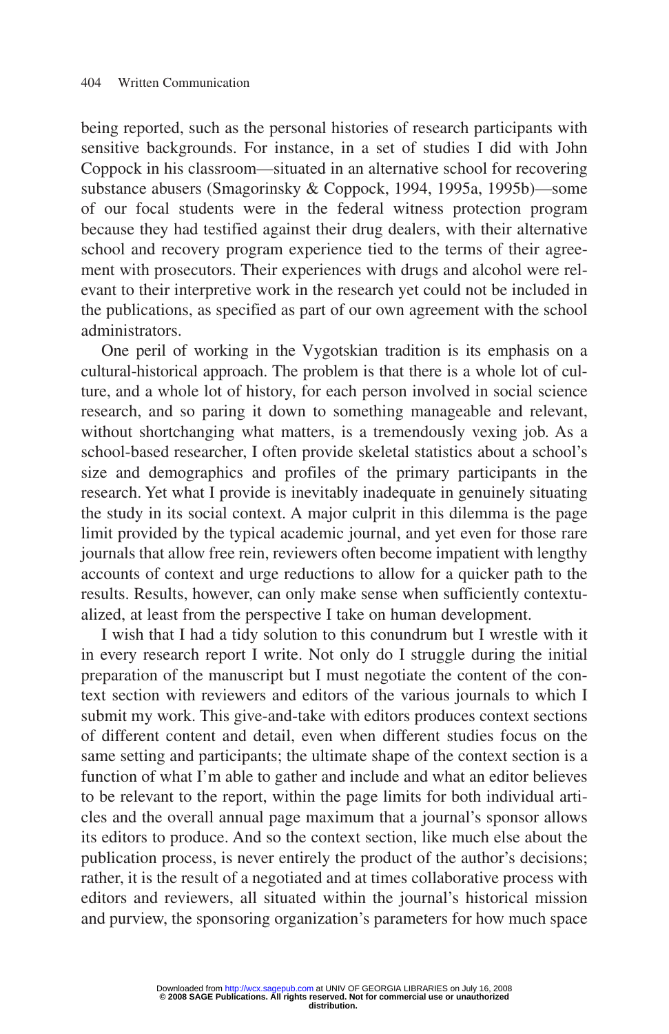being reported, such as the personal histories of research participants with sensitive backgrounds. For instance, in a set of studies I did with John Coppock in his classroom—situated in an alternative school for recovering substance abusers (Smagorinsky & Coppock, 1994, 1995a, 1995b)—some of our focal students were in the federal witness protection program because they had testified against their drug dealers, with their alternative school and recovery program experience tied to the terms of their agreement with prosecutors. Their experiences with drugs and alcohol were relevant to their interpretive work in the research yet could not be included in the publications, as specified as part of our own agreement with the school administrators.

One peril of working in the Vygotskian tradition is its emphasis on a cultural-historical approach. The problem is that there is a whole lot of culture, and a whole lot of history, for each person involved in social science research, and so paring it down to something manageable and relevant, without shortchanging what matters, is a tremendously vexing job. As a school-based researcher, I often provide skeletal statistics about a school's size and demographics and profiles of the primary participants in the research. Yet what I provide is inevitably inadequate in genuinely situating the study in its social context. A major culprit in this dilemma is the page limit provided by the typical academic journal, and yet even for those rare journals that allow free rein, reviewers often become impatient with lengthy accounts of context and urge reductions to allow for a quicker path to the results. Results, however, can only make sense when sufficiently contextualized, at least from the perspective I take on human development.

I wish that I had a tidy solution to this conundrum but I wrestle with it in every research report I write. Not only do I struggle during the initial preparation of the manuscript but I must negotiate the content of the context section with reviewers and editors of the various journals to which I submit my work. This give-and-take with editors produces context sections of different content and detail, even when different studies focus on the same setting and participants; the ultimate shape of the context section is a function of what I'm able to gather and include and what an editor believes to be relevant to the report, within the page limits for both individual articles and the overall annual page maximum that a journal's sponsor allows its editors to produce. And so the context section, like much else about the publication process, is never entirely the product of the author's decisions; rather, it is the result of a negotiated and at times collaborative process with editors and reviewers, all situated within the journal's historical mission and purview, the sponsoring organization's parameters for how much space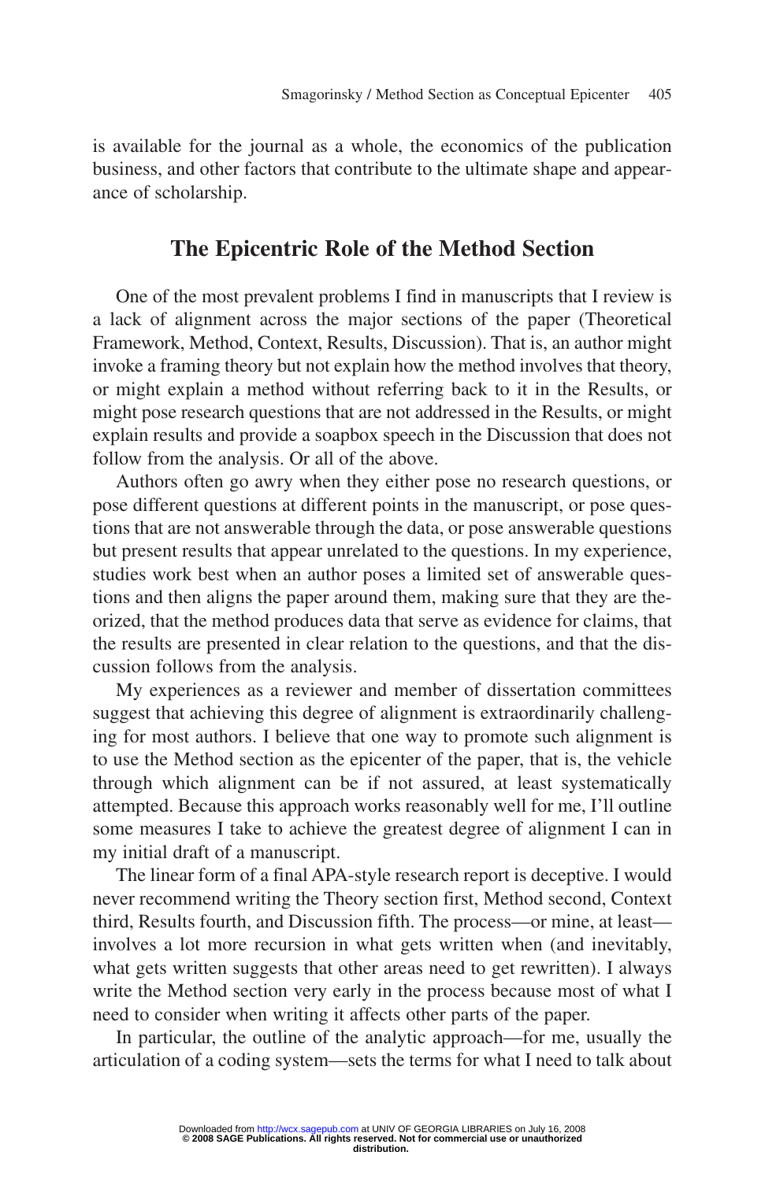is available for the journal as a whole, the economics of the publication business, and other factors that contribute to the ultimate shape and appearance of scholarship.

## The Epicentric Role of the Method Section

One of the most prevalent problems I find in manuscripts that I review is a lack of alignment across the major sections of the paper (Theoretical Framework, Method, Context, Results, Discussion). That is, an author might invoke a framing theory but not explain how the method involves that theory, or might explain a method without referring back to it in the Results, or might pose research questions that are not addressed in the Results, or might explain results and provide a soapbox speech in the Discussion that does not follow from the analysis. Or all of the above.

Authors often go awry when they either pose no research questions, or pose different questions at different points in the manuscript, or pose questions that are not answerable through the data, or pose answerable questions but present results that appear unrelated to the questions. In my experience, studies work best when an author poses a limited set of answerable questions and then aligns the paper around them, making sure that they are theorized, that the method produces data that serve as evidence for claims, that the results are presented in clear relation to the questions, and that the discussion follows from the analysis.

My experiences as a reviewer and member of dissertation committees suggest that achieving this degree of alignment is extraordinarily challenging for most authors. I believe that one way to promote such alignment is to use the Method section as the epicenter of the paper, that is, the vehicle through which alignment can be if not assured, at least systematically attempted. Because this approach works reasonably well for me, I'll outline some measures I take to achieve the greatest degree of alignment I can in my initial draft of a manuscript.

The linear form of a final APA-style research report is deceptive. I would never recommend writing the Theory section first, Method second, Context third, Results fourth, and Discussion fifth. The process—or mine, at least—involves a lot more recursion in what gets written when (and inevitably, what gets written suggests that other areas need to get rewritten). I always write the Method section very early in the process because most of what I need to consider when writing it affects other parts of the paper.

In particular, the outline of the analytic approach—for me, usually the articulation of a coding system—sets the terms for what I need to talk about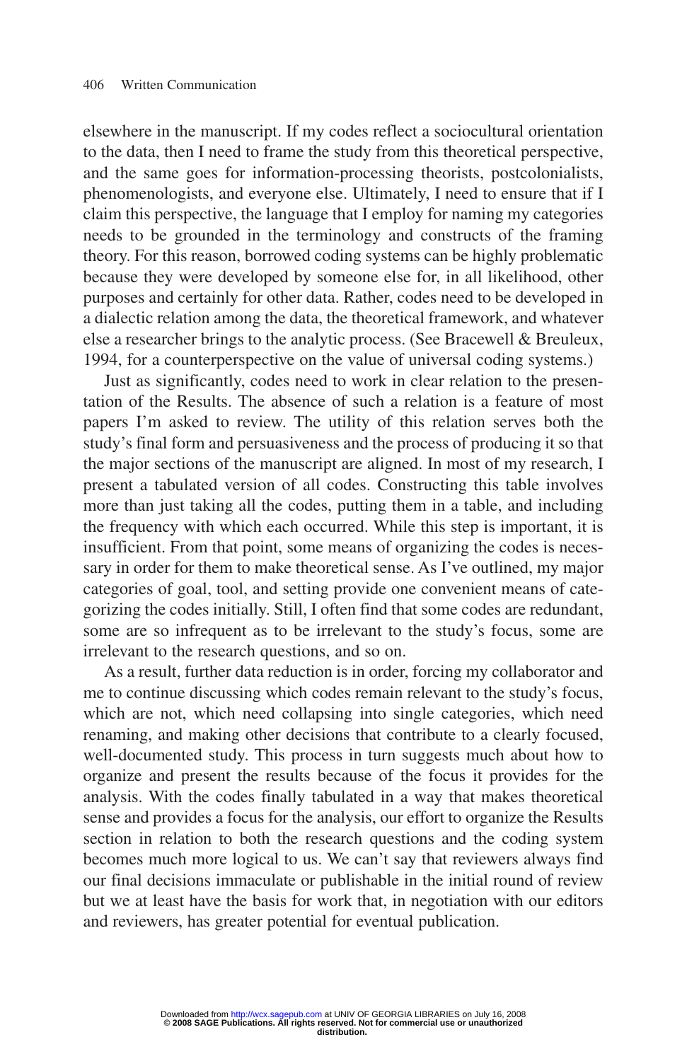elsewhere in the manuscript. If my codes reflect a sociocultural orientation to the data, then I need to frame the study from this theoretical perspective, and the same goes for information-processing theorists, postcolonialists, phenomenologists, and everyone else. Ultimately, I need to ensure that if I claim this perspective, the language that I employ for naming my categories needs to be grounded in the terminology and constructs of the framing theory. For this reason, borrowed coding systems can be highly problematic because they were developed by someone else for, in all likelihood, other purposes and certainly for other data. Rather, codes need to be developed in a dialectic relation among the data, the theoretical framework, and whatever else a researcher brings to the analytic process. (See Bracewell & Breuleux, 1994, for a counterperspective on the value of universal coding systems.)

Just as significantly, codes need to work in clear relation to the presentation of the Results. The absence of such a relation is a feature of most papers I'm asked to review. The utility of this relation serves both the study's final form and persuasiveness and the process of producing it so that the major sections of the manuscript are aligned. In most of my research, I present a tabulated version of all codes. Constructing this table involves more than just taking all the codes, putting them in a table, and including the frequency with which each occurred. While this step is important, it is insufficient. From that point, some means of organizing the codes is necessary in order for them to make theoretical sense. As I've outlined, my major categories of goal, tool, and setting provide one convenient means of categorizing the codes initially. Still, I often find that some codes are redundant, some are so infrequent as to be irrelevant to the study's focus, some are irrelevant to the research questions, and so on.

As a result, further data reduction is in order, forcing my collaborator and me to continue discussing which codes remain relevant to the study's focus, which are not, which need collapsing into single categories, which need renaming, and making other decisions that contribute to a clearly focused, well-documented study. This process in turn suggests much about how to organize and present the results because of the focus it provides for the analysis. With the codes finally tabulated in a way that makes theoretical sense and provides a focus for the analysis, our effort to organize the Results section in relation to both the research questions and the coding system becomes much more logical to us. We can't say that reviewers always find our final decisions immaculate or publishable in the initial round of review but we at least have the basis for work that, in negotiation with our editors and reviewers, has greater potential for eventual publication.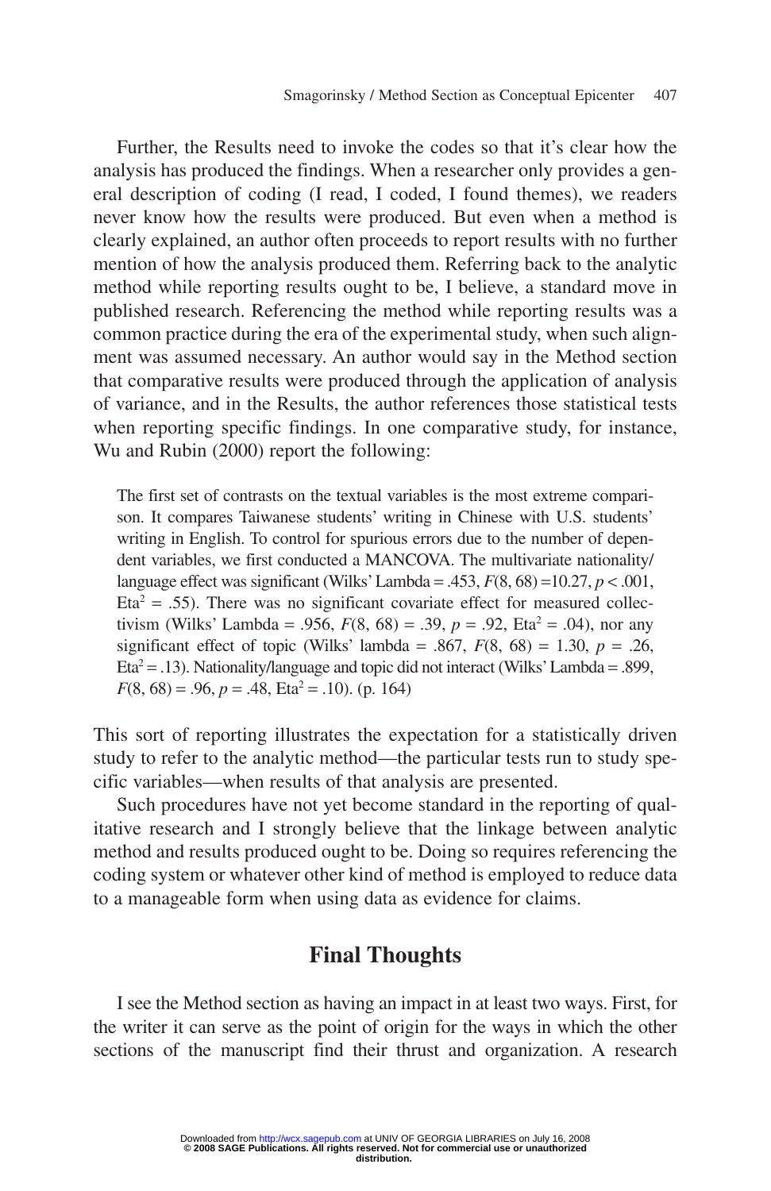Further, the Results need to invoke the codes so that it's clear how the analysis has produced the findings. When a researcher only provides a general description of coding (I read, I coded, I found themes), we readers never know how the results were produced. But even when a method is clearly explained, an author often proceeds to report results with no further mention of how the analysis produced them. Referring back to the analytic method while reporting results ought to be, I believe, a standard move in published research. Referencing the method while reporting results was a common practice during the era of the experimental study, when such alignment was assumed necessary. An author would say in the Method section that comparative results were produced through the application of analysis of variance, and in the Results, the author references those statistical tests when reporting specific findings. In one comparative study, for instance, Wu and Rubin (2000) report the following:

> The first set of contrasts on the textual variables is the most extreme comparison. It compares Taiwanese students' writing in Chinese with U.S. students' writing in English. To control for spurious errors due to the number of dependent variables, we first conducted a MANCOVA. The multivariate nationality/language effect was significant (Wilks' Lambda = .453, $F(8, 68) = 10.27$, $p < .001$, $\text{Eta}^2 = .55$). There was no significant covariate effect for measured collectivism (Wilks' Lambda = .956, $F(8, 68) = .39$, $p = .92$, $\text{Eta}^2 = .04$), nor any significant effect of topic (Wilks' lambda = .867, $F(8, 68) = 1.30$, $p = .26$, $\text{Eta}^2 = .13$). Nationality/language and topic did not interact (Wilks' Lambda = .899, $F(8, 68) = .96$, $p = .48$, $\text{Eta}^2 = .10$). (p. 164)

This sort of reporting illustrates the expectation for a statistically driven study to refer to the analytic method—the particular tests run to study specific variables—when results of that analysis are presented.

Such procedures have not yet become standard in the reporting of qualitative research and I strongly believe that the linkage between analytic method and results produced ought to be. Doing so requires referencing the coding system or whatever other kind of method is employed to reduce data to a manageable form when using data as evidence for claims.

## Final Thoughts

I see the Method section as having an impact in at least two ways. First, for the writer it can serve as the point of origin for the ways in which the other sections of the manuscript find their thrust and organization. A research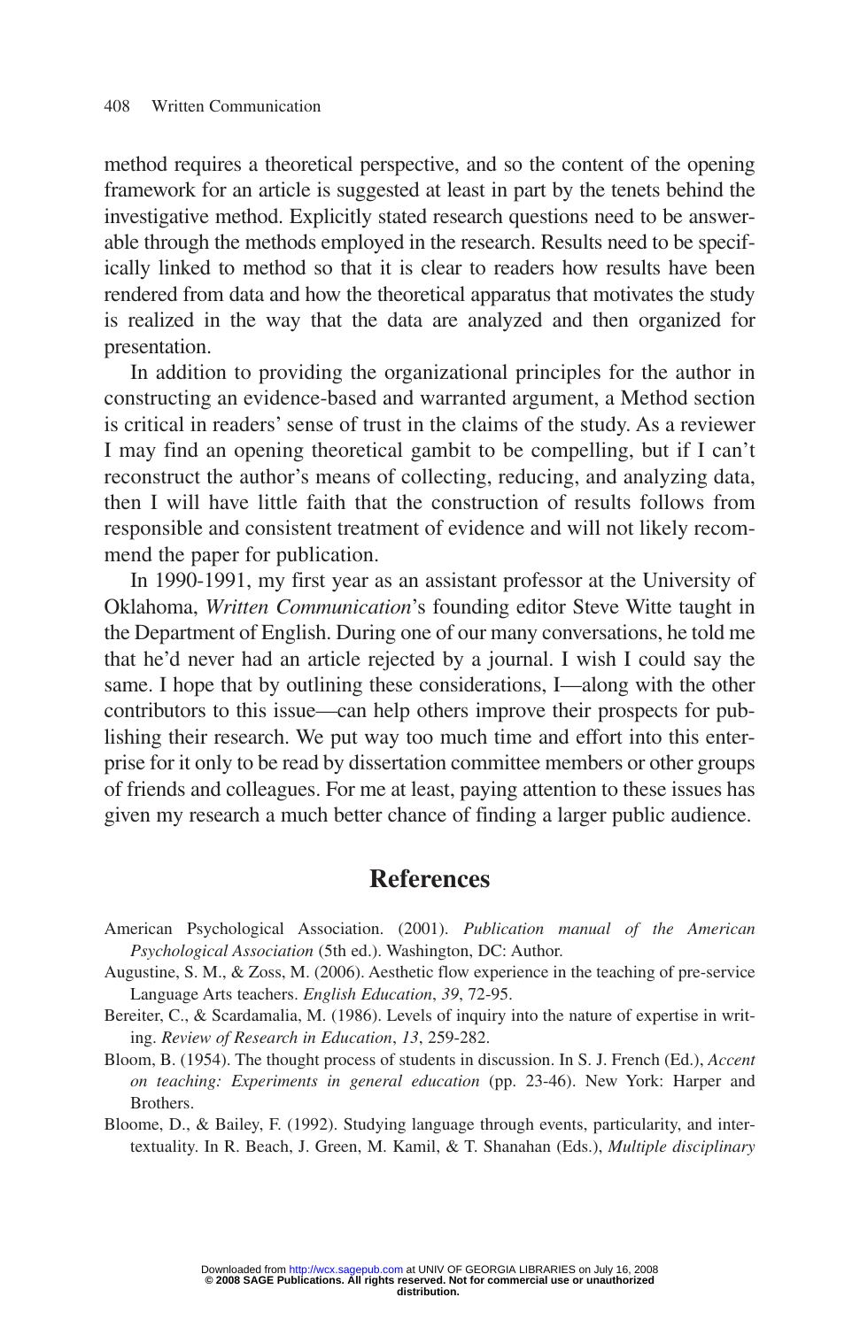method requires a theoretical perspective, and so the content of the opening framework for an article is suggested at least in part by the tenets behind the investigative method. Explicitly stated research questions need to be answerable through the methods employed in the research. Results need to be specifically linked to method so that it is clear to readers how results have been rendered from data and how the theoretical apparatus that motivates the study is realized in the way that the data are analyzed and then organized for presentation.

In addition to providing the organizational principles for the author in constructing an evidence-based and warranted argument, a Method section is critical in readers' sense of trust in the claims of the study. As a reviewer I may find an opening theoretical gambit to be compelling, but if I can't reconstruct the author's means of collecting, reducing, and analyzing data, then I will have little faith that the construction of results follows from responsible and consistent treatment of evidence and will not likely recommend the paper for publication.

In 1990-1991, my first year as an assistant professor at the University of Oklahoma, *Written Communication*'s founding editor Steve Witte taught in the Department of English. During one of our many conversations, he told me that he'd never had an article rejected by a journal. I wish I could say the same. I hope that by outlining these considerations, I—along with the other contributors to this issue—can help others improve their prospects for publishing their research. We put way too much time and effort into this enterprise for it only to be read by dissertation committee members or other groups of friends and colleagues. For me at least, paying attention to these issues has given my research a much better chance of finding a larger public audience.

## References

American Psychological Association. (2001). *Publication manual of the American Psychological Association* (5th ed.). Washington, DC: Author.

Augustine, S. M., & Zoss, M. (2006). Aesthetic flow experience in the teaching of pre-service Language Arts teachers. *English Education*, *39*, 72-95.

Bereiter, C., & Scardamalia, M. (1986). Levels of inquiry into the nature of expertise in writing. *Review of Research in Education*, *13*, 259-282.

Bloom, B. (1954). The thought process of students in discussion. In S. J. French (Ed.), *Accent on teaching: Experiments in general education* (pp. 23-46). New York: Harper and Brothers.

Bloome, D., & Bailey, F. (1992). Studying language through events, particularity, and intertextuality. In R. Beach, J. Green, M. Kamil, & T. Shanahan (Eds.), *Multiple disciplinary*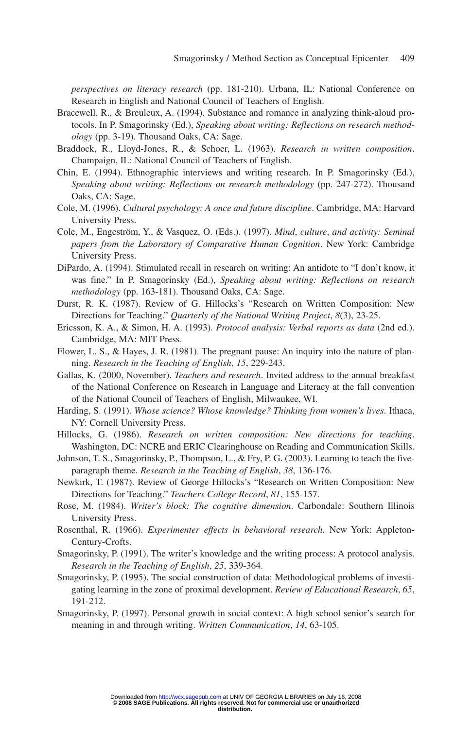*perspectives on literacy research* (pp. 181-210). Urbana, IL: National Conference on Research in English and National Council of Teachers of English.

Bracewell, R., & Breuleux, A. (1994). Substance and romance in analyzing think-aloud protocols. In P. Smagorinsky (Ed.), *Speaking about writing: Reflections on research methodology* (pp. 3-19). Thousand Oaks, CA: Sage.

Braddock, R., Lloyd-Jones, R., & Schoer, L. (1963). *Research in written composition*. Champaign, IL: National Council of Teachers of English.

Chin, E. (1994). Ethnographic interviews and writing research. In P. Smagorinsky (Ed.), *Speaking about writing: Reflections on research methodology* (pp. 247-272). Thousand Oaks, CA: Sage.

Cole, M. (1996). *Cultural psychology: A once and future discipline*. Cambridge, MA: Harvard University Press.

Cole, M., Engeström, Y., & Vasquez, O. (Eds.). (1997). *Mind, culture, and activity: Seminal papers from the Laboratory of Comparative Human Cognition*. New York: Cambridge University Press.

DiPardo, A. (1994). Stimulated recall in research on writing: An antidote to "I don't know, it was fine." In P. Smagorinsky (Ed.), *Speaking about writing: Reflections on research methodology* (pp. 163-181). Thousand Oaks, CA: Sage.

Durst, R. K. (1987). Review of G. Hillocks's "Research on Written Composition: New Directions for Teaching." *Quarterly of the National Writing Project*, *8*(3), 23-25.

Ericsson, K. A., & Simon, H. A. (1993). *Protocol analysis: Verbal reports as data* (2nd ed.). Cambridge, MA: MIT Press.

Flower, L. S., & Hayes, J. R. (1981). The pregnant pause: An inquiry into the nature of planning. *Research in the Teaching of English*, *15*, 229-243.

Gallas, K. (2000, November). *Teachers and research*. Invited address to the annual breakfast of the National Conference on Research in Language and Literacy at the fall convention of the National Council of Teachers of English, Milwaukee, WI.

Harding, S. (1991). *Whose science? Whose knowledge? Thinking from women's lives*. Ithaca, NY: Cornell University Press.

Hillocks, G. (1986). *Research on written composition: New directions for teaching*. Washington, DC: NCRE and ERIC Clearinghouse on Reading and Communication Skills.

Johnson, T. S., Smagorinsky, P., Thompson, L., & Fry, P. G. (2003). Learning to teach the five-paragraph theme. *Research in the Teaching of English*, *38*, 136-176.

Newkirk, T. (1987). Review of George Hillocks's "Research on Written Composition: New Directions for Teaching." *Teachers College Record*, *81*, 155-157.

Rose, M. (1984). *Writer's block: The cognitive dimension*. Carbondale: Southern Illinois University Press.

Rosenthal, R. (1966). *Experimenter effects in behavioral research*. New York: Appleton-Century-Crofts.

Smagorinsky, P. (1991). The writer's knowledge and the writing process: A protocol analysis. *Research in the Teaching of English*, *25*, 339-364.

Smagorinsky, P. (1995). The social construction of data: Methodological problems of investigating learning in the zone of proximal development. *Review of Educational Research*, *65*, 191-212.

Smagorinsky, P. (1997). Personal growth in social context: A high school senior's search for meaning in and through writing. *Written Communication*, *14*, 63-105.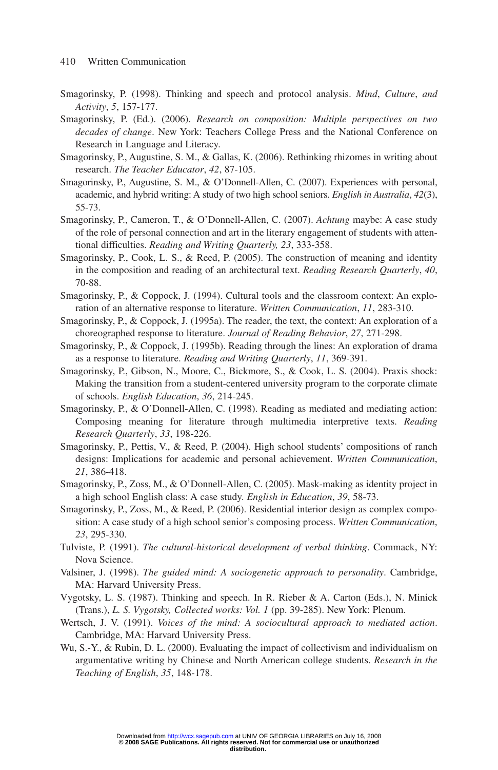Smagorinsky, P. (1998). Thinking and speech and protocol analysis. *Mind, Culture, and Activity*, *5*, 157-177.

Smagorinsky, P. (Ed.). (2006). *Research on composition: Multiple perspectives on two decades of change*. New York: Teachers College Press and the National Conference on Research in Language and Literacy.

Smagorinsky, P., Augustine, S. M., & Gallas, K. (2006). Rethinking rhizomes in writing about research. *The Teacher Educator*, *42*, 87-105.

Smagorinsky, P., Augustine, S. M., & O'Donnell-Allen, C. (2007). Experiences with personal, academic, and hybrid writing: A study of two high school seniors. *English in Australia*, *42*(3), 55-73.

Smagorinsky, P., Cameron, T., & O'Donnell-Allen, C. (2007). *Achtung* maybe: A case study of the role of personal connection and art in the literary engagement of students with attentional difficulties. *Reading and Writing Quarterly, 23*, 333-358.

Smagorinsky, P., Cook, L. S., & Reed, P. (2005). The construction of meaning and identity in the composition and reading of an architectural text. *Reading Research Quarterly*, *40*, 70-88.

Smagorinsky, P., & Coppock, J. (1994). Cultural tools and the classroom context: An exploration of an alternative response to literature. *Written Communication*, *11*, 283-310.

Smagorinsky, P., & Coppock, J. (1995a). The reader, the text, the context: An exploration of a choreographed response to literature. *Journal of Reading Behavior*, *27*, 271-298.

Smagorinsky, P., & Coppock, J. (1995b). Reading through the lines: An exploration of drama as a response to literature. *Reading and Writing Quarterly*, *11*, 369-391.

Smagorinsky, P., Gibson, N., Moore, C., Bickmore, S., & Cook, L. S. (2004). Praxis shock: Making the transition from a student-centered university program to the corporate climate of schools. *English Education*, *36*, 214-245.

Smagorinsky, P., & O'Donnell-Allen, C. (1998). Reading as mediated and mediating action: Composing meaning for literature through multimedia interpretive texts. *Reading Research Quarterly*, *33*, 198-226.

Smagorinsky, P., Pettis, V., & Reed, P. (2004). High school students' compositions of ranch designs: Implications for academic and personal achievement. *Written Communication*, *21*, 386-418.

Smagorinsky, P., Zoss, M., & O'Donnell-Allen, C. (2005). Mask-making as identity project in a high school English class: A case study. *English in Education*, *39*, 58-73.

Smagorinsky, P., Zoss, M., & Reed, P. (2006). Residential interior design as complex composition: A case study of a high school senior's composing process. *Written Communication*, *23*, 295-330.

Tulviste, P. (1991). *The cultural-historical development of verbal thinking*. Commack, NY: Nova Science.

Valsiner, J. (1998). *The guided mind: A sociogenetic approach to personality*. Cambridge, MA: Harvard University Press.

Vygotsky, L. S. (1987). Thinking and speech. In R. Rieber & A. Carton (Eds.), N. Minick (Trans.), *L. S. Vygotsky, Collected works: Vol. 1* (pp. 39-285). New York: Plenum.

Wertsch, J. V. (1991). *Voices of the mind: A sociocultural approach to mediated action*. Cambridge, MA: Harvard University Press.

Wu, S.-Y., & Rubin, D. L. (2000). Evaluating the impact of collectivism and individualism on argumentative writing by Chinese and North American college students. *Research in the Teaching of English*, *35*, 148-178.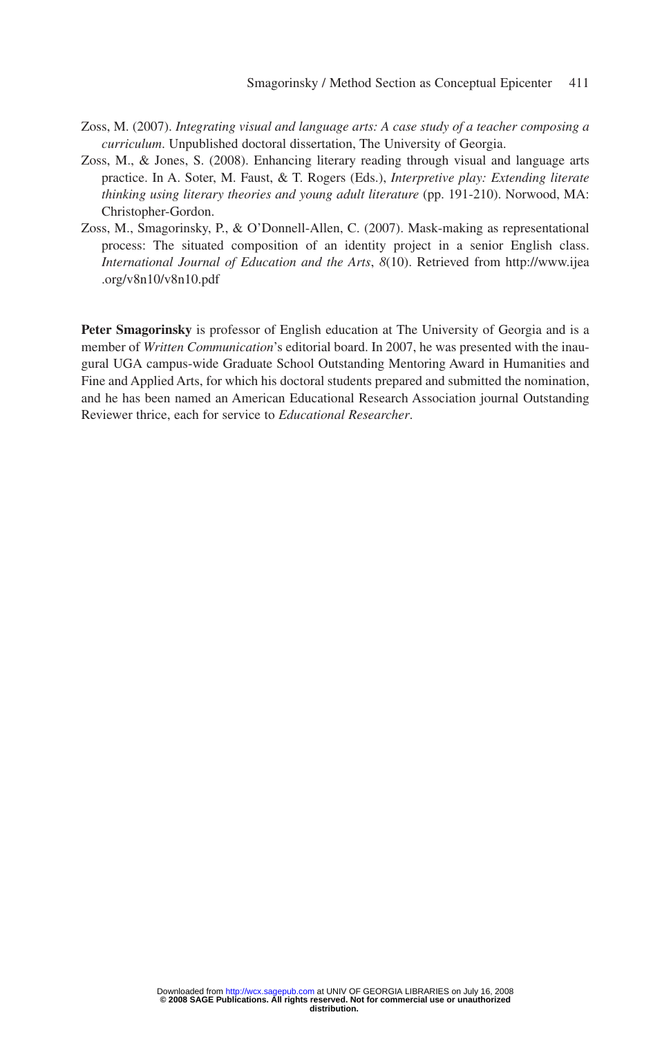Zoss, M. (2007). *Integrating visual and language arts: A case study of a teacher composing a curriculum*. Unpublished doctoral dissertation, The University of Georgia.

Zoss, M., & Jones, S. (2008). Enhancing literary reading through visual and language arts practice. In A. Soter, M. Faust, & T. Rogers (Eds.), *Interpretive play: Extending literate thinking using literary theories and young adult literature* (pp. 191-210). Norwood, MA: Christopher-Gordon.

Zoss, M., Smagorinsky, P., & O'Donnell-Allen, C. (2007). Mask-making as representational process: The situated composition of an identity project in a senior English class. *International Journal of Education and the Arts*, *8*(10). Retrieved from http://www.ijea.org/v8n10/v8n10.pdf

**Peter Smagorinsky** is professor of English education at The University of Georgia and is a member of *Written Communication*'s editorial board. In 2007, he was presented with the inaugural UGA campus-wide Graduate School Outstanding Mentoring Award in Humanities and Fine and Applied Arts, for which his doctoral students prepared and submitted the nomination, and he has been named an American Educational Research Association journal Outstanding Reviewer thrice, each for service to *Educational Researcher*.